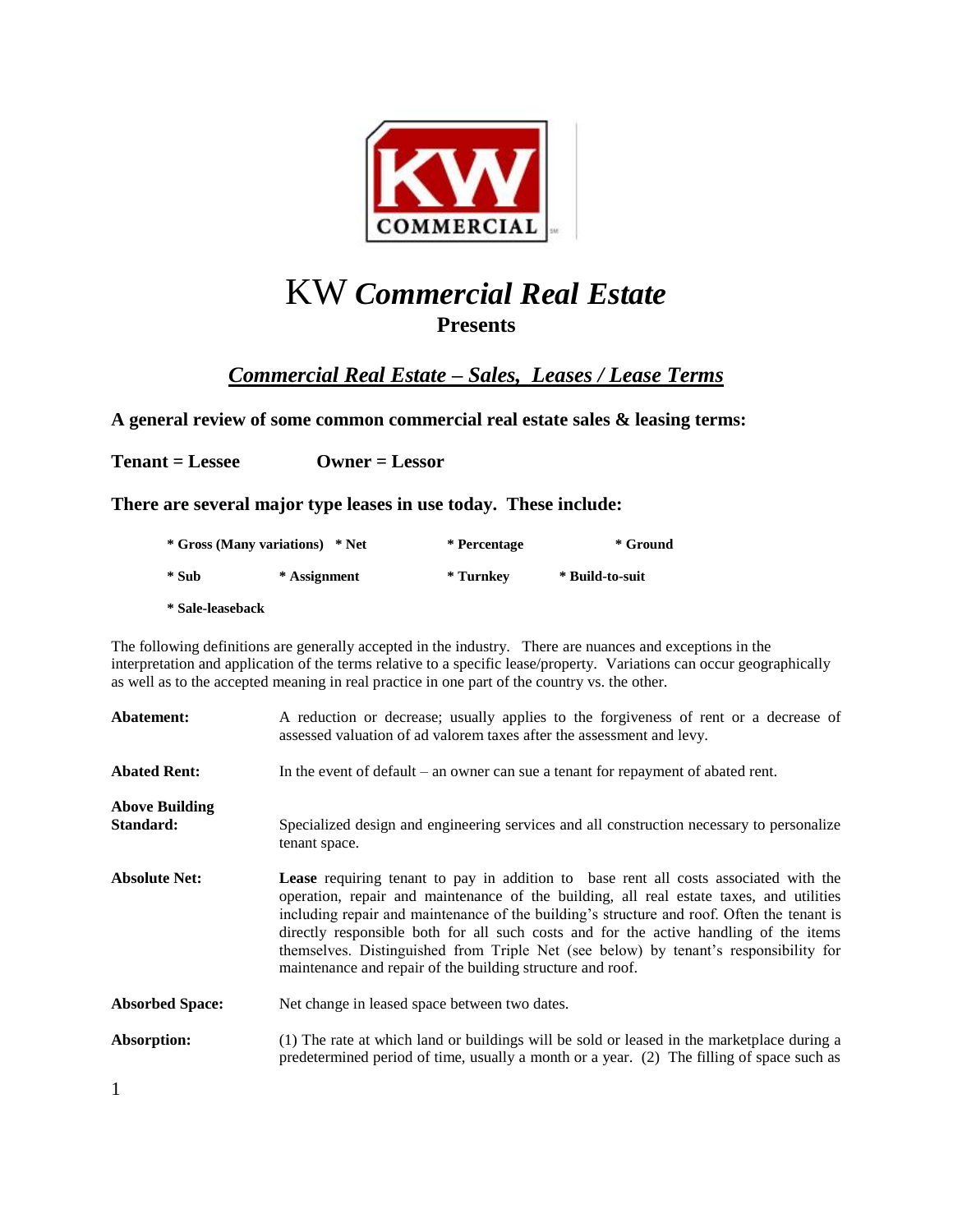# KW *Commercial Real Estate*

**Presents**

## ***Commercial Real Estate – Sales, Leases / Lease Terms***

**A general review of some common commercial real estate sales & leasing terms:**

**Tenant = Lessee  Owner = Lessor**

**There are several major type leases in use today. These include:**

* **Gross (Many variations)**
* **Net**
* **Percentage**
* **Ground**
* **Sub**
* **Assignment**
* **Turnkey**
* **Build-to-suit**
* **Sale-leaseback**

The following definitions are generally accepted in the industry. There are nuances and exceptions in the interpretation and application of the terms relative to a specific lease/property. Variations can occur geographically as well as to the accepted meaning in real practice in one part of the country vs. the other.

**Abatement:** A reduction or decrease; usually applies to the forgiveness of rent or a decrease of assessed valuation of ad valorem taxes after the assessment and levy.

**Abated Rent:** In the event of default – an owner can sue a tenant for repayment of abated rent.

**Above Building Standard:** Specialized design and engineering services and all construction necessary to personalize tenant space.

**Absolute Net:** **Lease** requiring tenant to pay in addition to base rent all costs associated with the operation, repair and maintenance of the building, all real estate taxes, and utilities including repair and maintenance of the building's structure and roof. Often the tenant is directly responsible both for all such costs and for the active handling of the items themselves. Distinguished from Triple Net (see below) by tenant's responsibility for maintenance and repair of the building structure and roof.

**Absorbed Space:** Net change in leased space between two dates.

**Absorption:** (1) The rate at which land or buildings will be sold or leased in the marketplace during a predetermined period of time, usually a month or a year. (2) The filling of space such as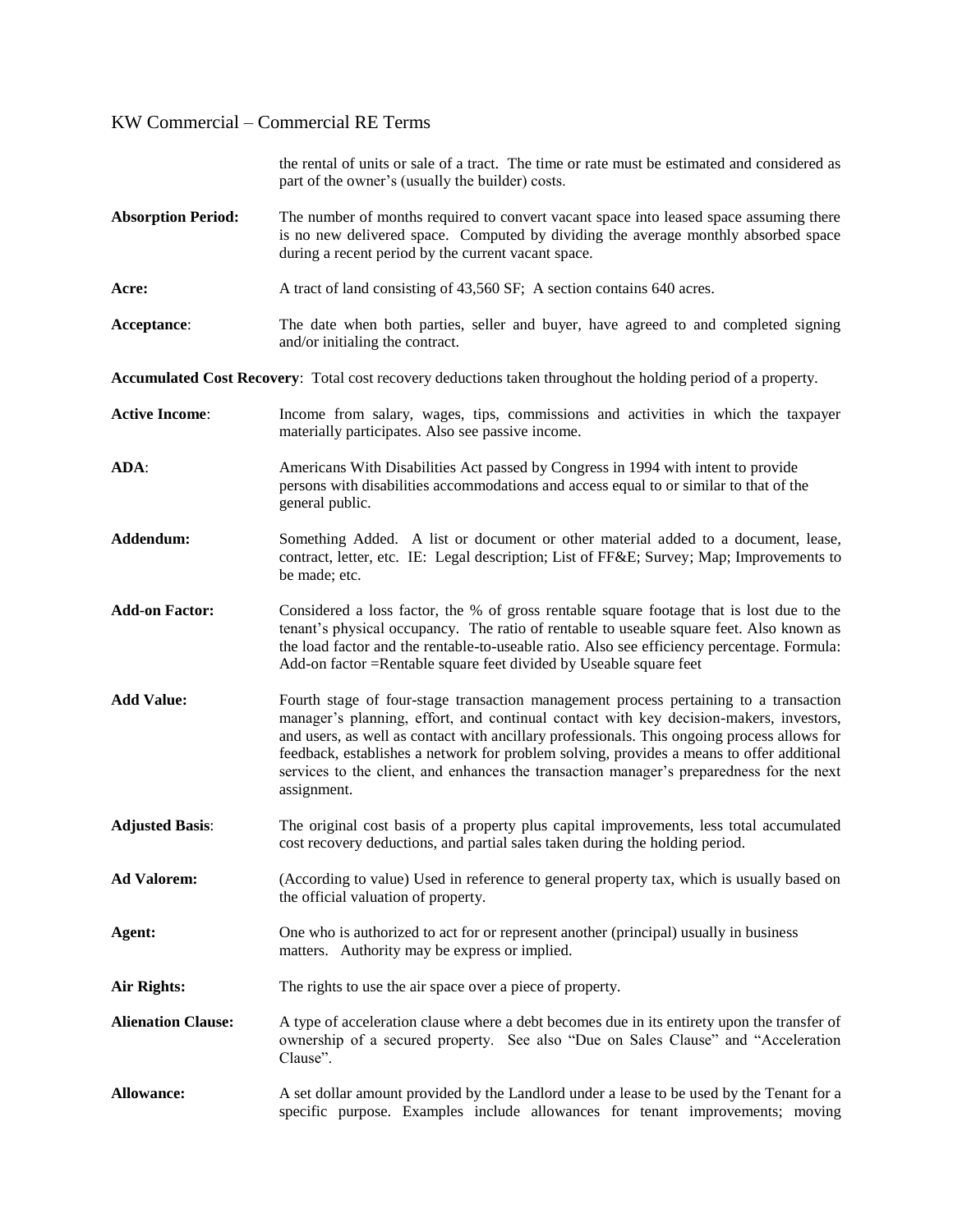the rental of units or sale of a tract. The time or rate must be estimated and considered as part of the owner's (usually the builder) costs.

**Absorption Period:** The number of months required to convert vacant space into leased space assuming there is no new delivered space. Computed by dividing the average monthly absorbed space during a recent period by the current vacant space.

**Acre:** A tract of land consisting of 43,560 SF; A section contains 640 acres.

**Acceptance**: The date when both parties, seller and buyer, have agreed to and completed signing and/or initialing the contract.

**Accumulated Cost Recovery**: Total cost recovery deductions taken throughout the holding period of a property.

**Active Income**: Income from salary, wages, tips, commissions and activities in which the taxpayer materially participates. Also see passive income.

**ADA**: Americans With Disabilities Act passed by Congress in 1994 with intent to provide persons with disabilities accommodations and access equal to or similar to that of the general public.

**Addendum:** Something Added. A list or document or other material added to a document, lease, contract, letter, etc. IE: Legal description; List of FF&E; Survey; Map; Improvements to be made; etc.

**Add-on Factor:** Considered a loss factor, the % of gross rentable square footage that is lost due to the tenant's physical occupancy. The ratio of rentable to useable square feet. Also known as the load factor and the rentable-to-useable ratio. Also see efficiency percentage. Formula: Add-on factor =Rentable square feet divided by Useable square feet

**Add Value:** Fourth stage of four-stage transaction management process pertaining to a transaction manager's planning, effort, and continual contact with key decision-makers, investors, and users, as well as contact with ancillary professionals. This ongoing process allows for feedback, establishes a network for problem solving, provides a means to offer additional services to the client, and enhances the transaction manager's preparedness for the next assignment.

**Adjusted Basis**: The original cost basis of a property plus capital improvements, less total accumulated cost recovery deductions, and partial sales taken during the holding period.

**Ad Valorem:** (According to value) Used in reference to general property tax, which is usually based on the official valuation of property.

**Agent:** One who is authorized to act for or represent another (principal) usually in business matters. Authority may be express or implied.

**Air Rights:** The rights to use the air space over a piece of property.

**Alienation Clause:** A type of acceleration clause where a debt becomes due in its entirety upon the transfer of ownership of a secured property. See also "Due on Sales Clause" and "Acceleration Clause".

**Allowance:** A set dollar amount provided by the Landlord under a lease to be used by the Tenant for a specific purpose. Examples include allowances for tenant improvements; moving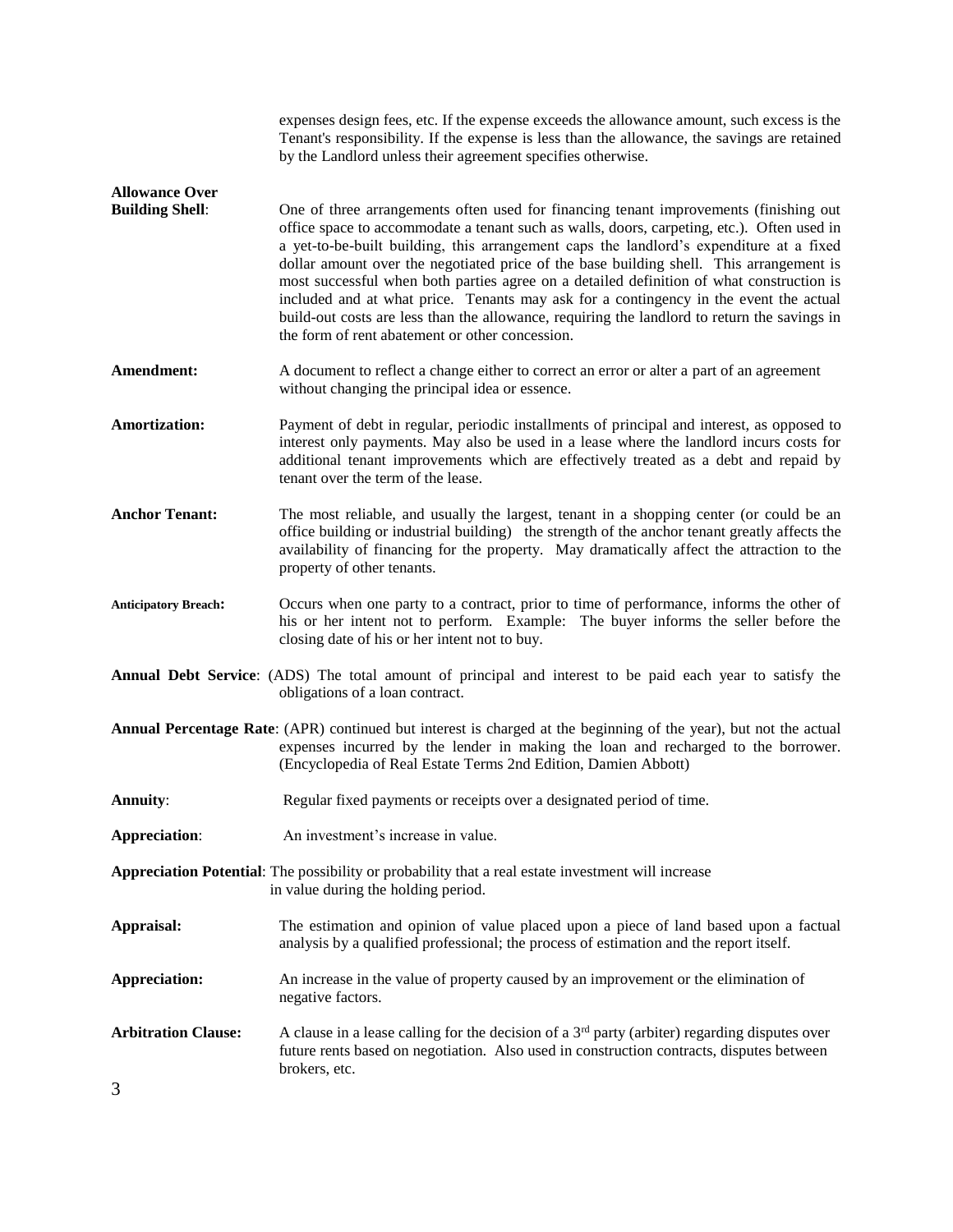expenses design fees, etc. If the expense exceeds the allowance amount, such excess is the Tenant's responsibility. If the expense is less than the allowance, the savings are retained by the Landlord unless their agreement specifies otherwise.

**Allowance Over Building Shell**: One of three arrangements often used for financing tenant improvements (finishing out office space to accommodate a tenant such as walls, doors, carpeting, etc.). Often used in a yet-to-be-built building, this arrangement caps the landlord's expenditure at a fixed dollar amount over the negotiated price of the base building shell. This arrangement is most successful when both parties agree on a detailed definition of what construction is included and at what price. Tenants may ask for a contingency in the event the actual build-out costs are less than the allowance, requiring the landlord to return the savings in the form of rent abatement or other concession.

**Amendment:** A document to reflect a change either to correct an error or alter a part of an agreement without changing the principal idea or essence.

**Amortization:** Payment of debt in regular, periodic installments of principal and interest, as opposed to interest only payments. May also be used in a lease where the landlord incurs costs for additional tenant improvements which are effectively treated as a debt and repaid by tenant over the term of the lease.

**Anchor Tenant:** The most reliable, and usually the largest, tenant in a shopping center (or could be an office building or industrial building) the strength of the anchor tenant greatly affects the availability of financing for the property. May dramatically affect the attraction to the property of other tenants.

**Anticipatory Breach:** Occurs when one party to a contract, prior to time of performance, informs the other of his or her intent not to perform. Example: The buyer informs the seller before the closing date of his or her intent not to buy.

**Annual Debt Service**: (ADS) The total amount of principal and interest to be paid each year to satisfy the obligations of a loan contract.

**Annual Percentage Rate**: (APR) continued but interest is charged at the beginning of the year), but not the actual expenses incurred by the lender in making the loan and recharged to the borrower. (Encyclopedia of Real Estate Terms 2nd Edition, Damien Abbott)

**Annuity**: Regular fixed payments or receipts over a designated period of time.

**Appreciation**: An investment's increase in value.

**Appreciation Potential**: The possibility or probability that a real estate investment will increase in value during the holding period.

**Appraisal:** The estimation and opinion of value placed upon a piece of land based upon a factual analysis by a qualified professional; the process of estimation and the report itself.

**Appreciation:** An increase in the value of property caused by an improvement or the elimination of negative factors.

**Arbitration Clause:** A clause in a lease calling for the decision of a 3rd party (arbiter) regarding disputes over future rents based on negotiation. Also used in construction contracts, disputes between brokers, etc.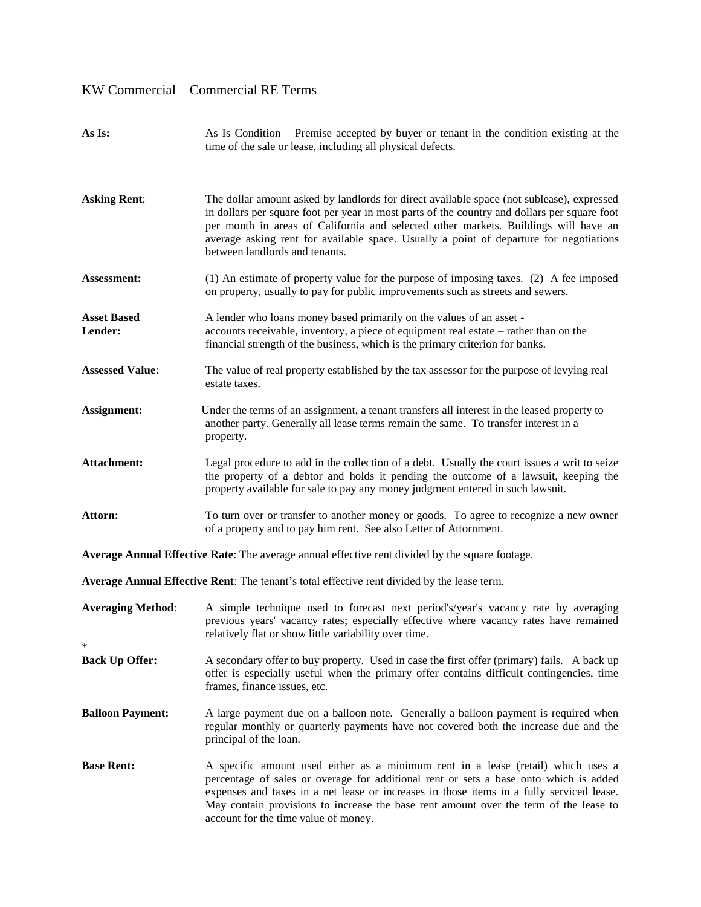KW Commercial – Commercial RE Terms

**As Is:** As Is Condition – Premise accepted by buyer or tenant in the condition existing at the time of the sale or lease, including all physical defects.

**Asking Rent**: The dollar amount asked by landlords for direct available space (not sublease), expressed in dollars per square foot per year in most parts of the country and dollars per square foot per month in areas of California and selected other markets. Buildings will have an average asking rent for available space. Usually a point of departure for negotiations between landlords and tenants.

**Assessment:** (1) An estimate of property value for the purpose of imposing taxes. (2) A fee imposed on property, usually to pay for public improvements such as streets and sewers.

**Asset Based Lender:** A lender who loans money based primarily on the values of an asset - accounts receivable, inventory, a piece of equipment real estate – rather than on the financial strength of the business, which is the primary criterion for banks.

**Assessed Value**: The value of real property established by the tax assessor for the purpose of levying real estate taxes.

**Assignment:** Under the terms of an assignment, a tenant transfers all interest in the leased property to another party. Generally all lease terms remain the same. To transfer interest in a property.

**Attachment:** Legal procedure to add in the collection of a debt. Usually the court issues a writ to seize the property of a debtor and holds it pending the outcome of a lawsuit, keeping the property available for sale to pay any money judgment entered in such lawsuit.

**Attorn:** To turn over or transfer to another money or goods. To agree to recognize a new owner of a property and to pay him rent. See also Letter of Attornment.

**Average Annual Effective Rate**: The average annual effective rent divided by the square footage.

**Average Annual Effective Rent**: The tenant's total effective rent divided by the lease term.

**Averaging Method**: A simple technique used to forecast next period's/year's vacancy rate by averaging previous years' vacancy rates; especially effective where vacancy rates have remained relatively flat or show little variability over time.

*

**Back Up Offer:** A secondary offer to buy property. Used in case the first offer (primary) fails. A back up offer is especially useful when the primary offer contains difficult contingencies, time frames, finance issues, etc.

**Balloon Payment:** A large payment due on a balloon note. Generally a balloon payment is required when regular monthly or quarterly payments have not covered both the increase due and the principal of the loan.

**Base Rent:** A specific amount used either as a minimum rent in a lease (retail) which uses a percentage of sales or overage for additional rent or sets a base onto which is added expenses and taxes in a net lease or increases in those items in a fully serviced lease. May contain provisions to increase the base rent amount over the term of the lease to account for the time value of money.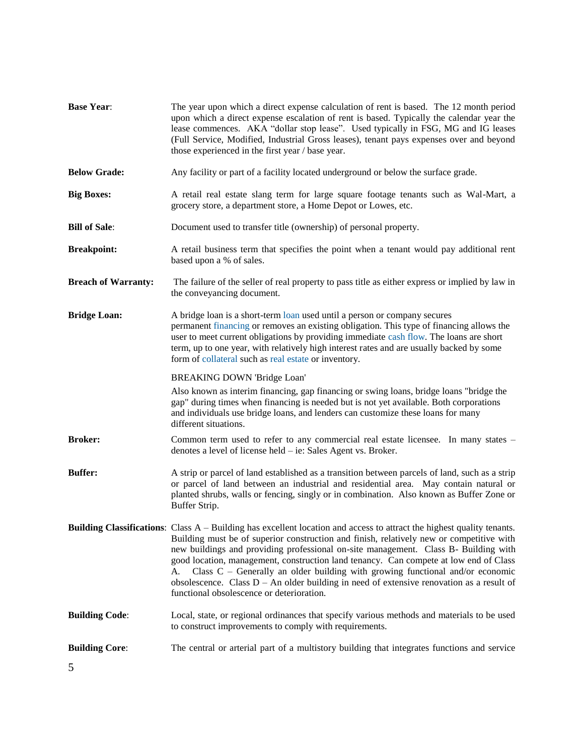**Base Year**: The year upon which a direct expense calculation of rent is based. The 12 month period upon which a direct expense escalation of rent is based. Typically the calendar year the lease commences. AKA "dollar stop lease". Used typically in FSG, MG and IG leases (Full Service, Modified, Industrial Gross leases), tenant pays expenses over and beyond those experienced in the first year / base year.

**Below Grade:** Any facility or part of a facility located underground or below the surface grade.

**Big Boxes:** A retail real estate slang term for large square footage tenants such as Wal-Mart, a grocery store, a department store, a Home Depot or Lowes, etc.

**Bill of Sale**: Document used to transfer title (ownership) of personal property.

**Breakpoint:** A retail business term that specifies the point when a tenant would pay additional rent based upon a % of sales.

**Breach of Warranty:** The failure of the seller of real property to pass title as either express or implied by law in the conveyancing document.

**Bridge Loan:** A bridge loan is a short-term loan used until a person or company secures permanent financing or removes an existing obligation. This type of financing allows the user to meet current obligations by providing immediate cash flow. The loans are short term, up to one year, with relatively high interest rates and are usually backed by some form of collateral such as real estate or inventory.

BREAKING DOWN 'Bridge Loan'

Also known as interim financing, gap financing or swing loans, bridge loans "bridge the gap" during times when financing is needed but is not yet available. Both corporations and individuals use bridge loans, and lenders can customize these loans for many different situations.

**Broker:** Common term used to refer to any commercial real estate licensee. In many states – denotes a level of license held – ie: Sales Agent vs. Broker.

**Buffer:** A strip or parcel of land established as a transition between parcels of land, such as a strip or parcel of land between an industrial and residential area. May contain natural or planted shrubs, walls or fencing, singly or in combination. Also known as Buffer Zone or Buffer Strip.

**Building Classifications**: Class A – Building has excellent location and access to attract the highest quality tenants. Building must be of superior construction and finish, relatively new or competitive with new buildings and providing professional on-site management. Class B- Building with good location, management, construction land tenancy. Can compete at low end of Class A. Class C – Generally an older building with growing functional and/or economic obsolescence. Class D – An older building in need of extensive renovation as a result of functional obsolescence or deterioration.

**Building Code**: Local, state, or regional ordinances that specify various methods and materials to be used to construct improvements to comply with requirements.

**Building Core**: The central or arterial part of a multistory building that integrates functions and service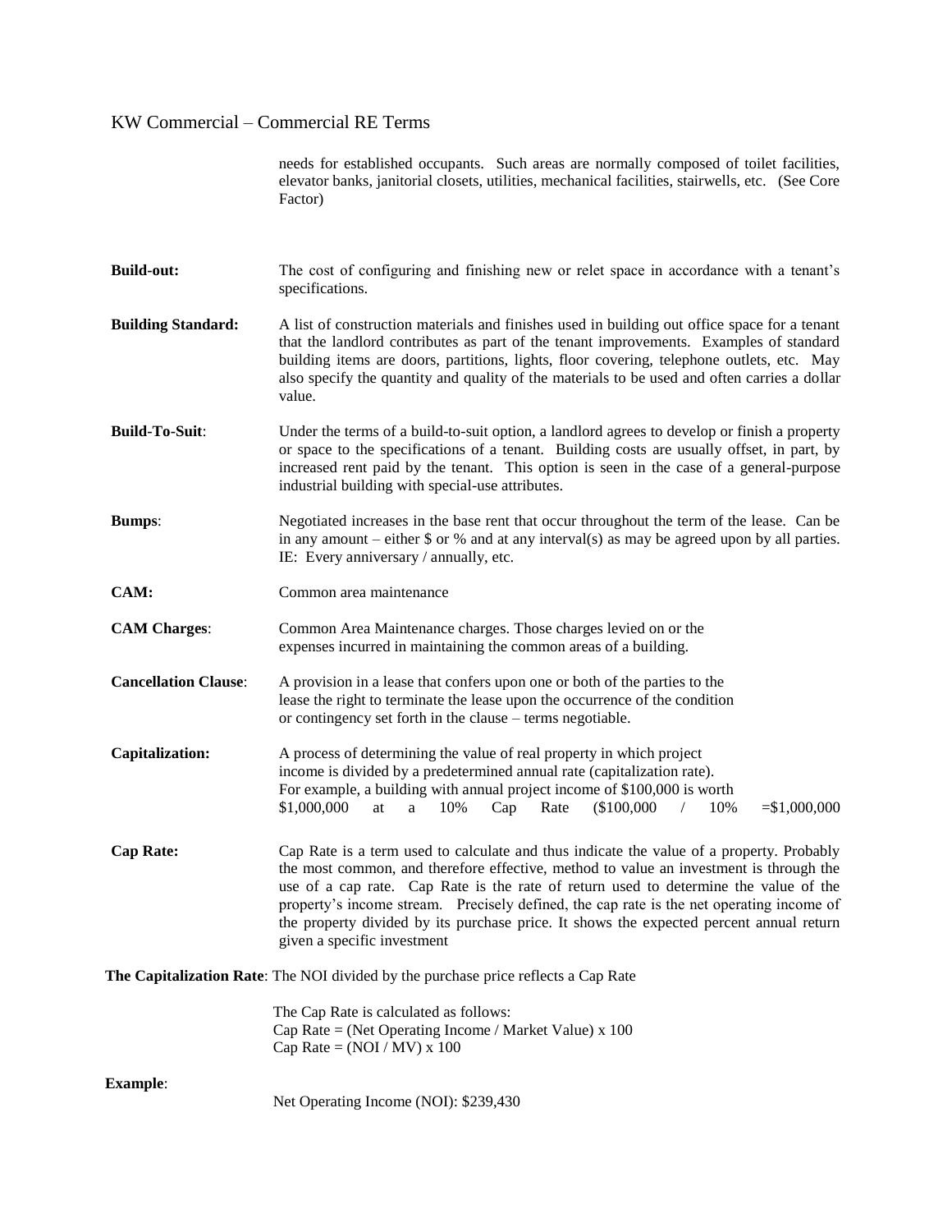needs for established occupants. Such areas are normally composed of toilet facilities, elevator banks, janitorial closets, utilities, mechanical facilities, stairwells, etc. (See Core Factor)

**Build-out:** The cost of configuring and finishing new or relet space in accordance with a tenant's specifications.

**Building Standard:** A list of construction materials and finishes used in building out office space for a tenant that the landlord contributes as part of the tenant improvements. Examples of standard building items are doors, partitions, lights, floor covering, telephone outlets, etc. May also specify the quantity and quality of the materials to be used and often carries a dollar value.

**Build-To-Suit**: Under the terms of a build-to-suit option, a landlord agrees to develop or finish a property or space to the specifications of a tenant. Building costs are usually offset, in part, by increased rent paid by the tenant. This option is seen in the case of a general-purpose industrial building with special-use attributes.

**Bumps**: Negotiated increases in the base rent that occur throughout the term of the lease. Can be in any amount – either $ or % and at any interval(s) as may be agreed upon by all parties. IE: Every anniversary / annually, etc.

**CAM:** Common area maintenance

**CAM Charges**: Common Area Maintenance charges. Those charges levied on or the expenses incurred in maintaining the common areas of a building.

**Cancellation Clause**: A provision in a lease that confers upon one or both of the parties to the lease the right to terminate the lease upon the occurrence of the condition or contingency set forth in the clause – terms negotiable.

**Capitalization:** A process of determining the value of real property in which project income is divided by a predetermined annual rate (capitalization rate). For example, a building with annual project income of $100,000 is worth $1,000,000 at a 10% Cap Rate ($100,000 / 10% =$1,000,000

**Cap Rate:** Cap Rate is a term used to calculate and thus indicate the value of a property. Probably the most common, and therefore effective, method to value an investment is through the use of a cap rate. Cap Rate is the rate of return used to determine the value of the property's income stream. Precisely defined, the cap rate is the net operating income of the property divided by its purchase price. It shows the expected percent annual return given a specific investment

**The Capitalization Rate**: The NOI divided by the purchase price reflects a Cap Rate

The Cap Rate is calculated as follows:
Cap Rate = (Net Operating Income / Market Value) x 100
Cap Rate = (NOI / MV) x 100

**Example**:

Net Operating Income (NOI): $239,430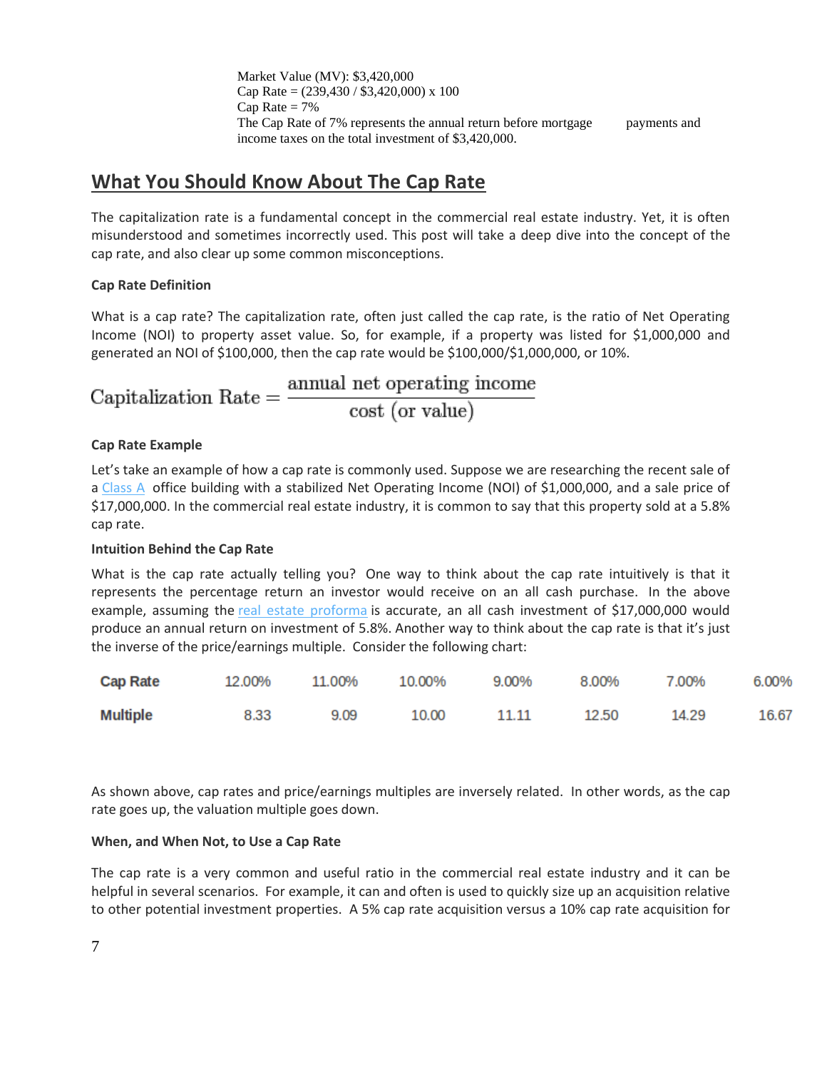Market Value (MV): $3,420,000
Cap Rate = (239,430 / $3,420,000) x 100
Cap Rate = 7%
The Cap Rate of 7% represents the annual return before mortgage payments and income taxes on the total investment of $3,420,000.

## What You Should Know About The Cap Rate

The capitalization rate is a fundamental concept in the commercial real estate industry. Yet, it is often misunderstood and sometimes incorrectly used. This post will take a deep dive into the concept of the cap rate, and also clear up some common misconceptions.

**Cap Rate Definition**

What is a cap rate? The capitalization rate, often just called the cap rate, is the ratio of Net Operating Income (NOI) to property asset value. So, for example, if a property was listed for $1,000,000 and generated an NOI of $100,000, then the cap rate would be $100,000/$1,000,000, or 10%.

$$\text{Capitalization Rate} = \frac{\text{annual net operating income}}{\text{cost (or value)}}$$

**Cap Rate Example**

Let's take an example of how a cap rate is commonly used. Suppose we are researching the recent sale of a Class A office building with a stabilized Net Operating Income (NOI) of $1,000,000, and a sale price of $17,000,000. In the commercial real estate industry, it is common to say that this property sold at a 5.8% cap rate.

**Intuition Behind the Cap Rate**

What is the cap rate actually telling you? One way to think about the cap rate intuitively is that it represents the percentage return an investor would receive on an all cash purchase. In the above example, assuming the real estate proforma is accurate, an all cash investment of $17,000,000 would produce an annual return on investment of 5.8%. Another way to think about the cap rate is that it's just the inverse of the price/earnings multiple. Consider the following chart:

| Cap Rate | 12.00% | 11.00% | 10.00% | 9.00% | 8.00% | 7.00% | 6.00% |
|---|---|---|---|---|---|---|---|
| Multiple | 8.33 | 9.09 | 10.00 | 11.11 | 12.50 | 14.29 | 16.67 |

As shown above, cap rates and price/earnings multiples are inversely related. In other words, as the cap rate goes up, the valuation multiple goes down.

**When, and When Not, to Use a Cap Rate**

The cap rate is a very common and useful ratio in the commercial real estate industry and it can be helpful in several scenarios. For example, it can and often is used to quickly size up an acquisition relative to other potential investment properties. A 5% cap rate acquisition versus a 10% cap rate acquisition for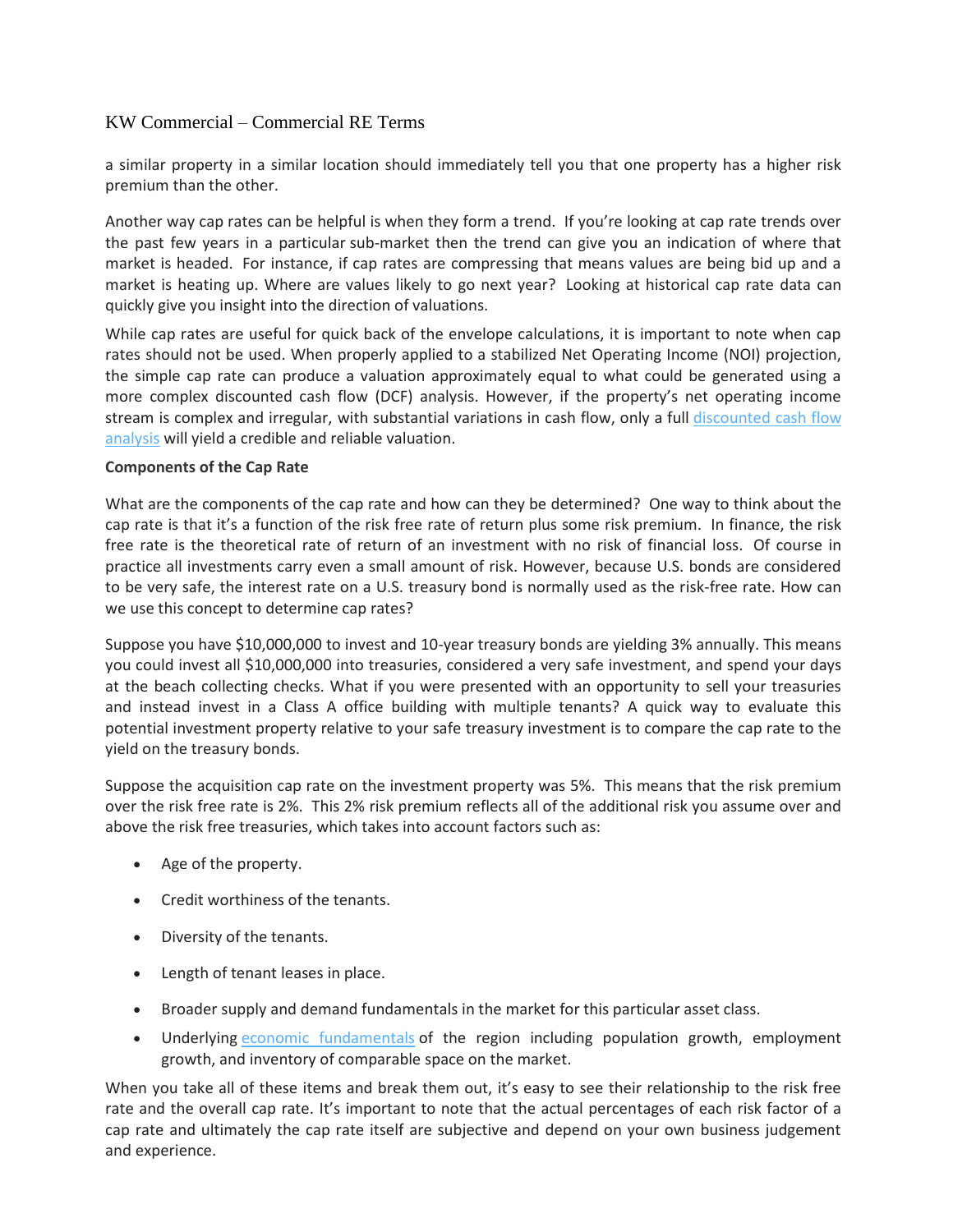a similar property in a similar location should immediately tell you that one property has a higher risk premium than the other.

Another way cap rates can be helpful is when they form a trend. If you're looking at cap rate trends over the past few years in a particular sub-market then the trend can give you an indication of where that market is headed. For instance, if cap rates are compressing that means values are being bid up and a market is heating up. Where are values likely to go next year? Looking at historical cap rate data can quickly give you insight into the direction of valuations.

While cap rates are useful for quick back of the envelope calculations, it is important to note when cap rates should not be used. When properly applied to a stabilized Net Operating Income (NOI) projection, the simple cap rate can produce a valuation approximately equal to what could be generated using a more complex discounted cash flow (DCF) analysis. However, if the property's net operating income stream is complex and irregular, with substantial variations in cash flow, only a full discounted cash flow analysis will yield a credible and reliable valuation.

**Components of the Cap Rate**

What are the components of the cap rate and how can they be determined? One way to think about the cap rate is that it's a function of the risk free rate of return plus some risk premium. In finance, the risk free rate is the theoretical rate of return of an investment with no risk of financial loss. Of course in practice all investments carry even a small amount of risk. However, because U.S. bonds are considered to be very safe, the interest rate on a U.S. treasury bond is normally used as the risk-free rate. How can we use this concept to determine cap rates?

Suppose you have $10,000,000 to invest and 10-year treasury bonds are yielding 3% annually. This means you could invest all $10,000,000 into treasuries, considered a very safe investment, and spend your days at the beach collecting checks. What if you were presented with an opportunity to sell your treasuries and instead invest in a Class A office building with multiple tenants? A quick way to evaluate this potential investment property relative to your safe treasury investment is to compare the cap rate to the yield on the treasury bonds.

Suppose the acquisition cap rate on the investment property was 5%. This means that the risk premium over the risk free rate is 2%. This 2% risk premium reflects all of the additional risk you assume over and above the risk free treasuries, which takes into account factors such as:

- Age of the property.
- Credit worthiness of the tenants.
- Diversity of the tenants.
- Length of tenant leases in place.
- Broader supply and demand fundamentals in the market for this particular asset class.
- Underlying economic fundamentals of the region including population growth, employment growth, and inventory of comparable space on the market.

When you take all of these items and break them out, it's easy to see their relationship to the risk free rate and the overall cap rate. It's important to note that the actual percentages of each risk factor of a cap rate and ultimately the cap rate itself are subjective and depend on your own business judgement and experience.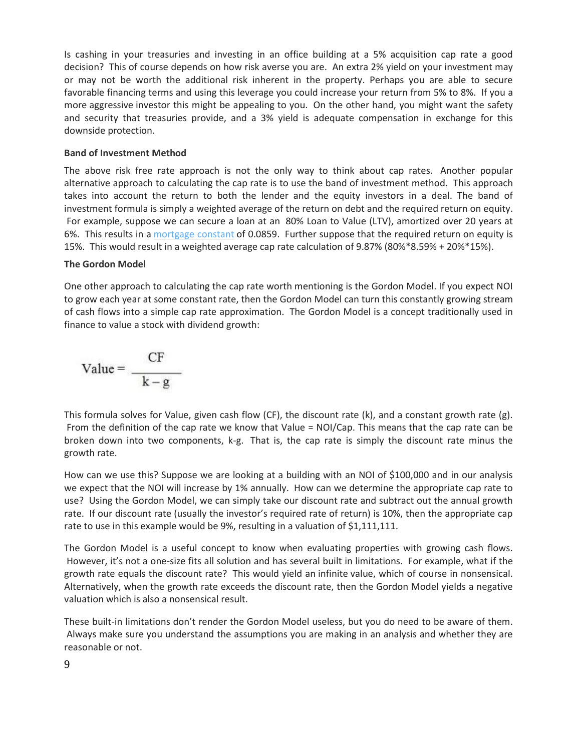Is cashing in your treasuries and investing in an office building at a 5% acquisition cap rate a good decision? This of course depends on how risk averse you are. An extra 2% yield on your investment may or may not be worth the additional risk inherent in the property. Perhaps you are able to secure favorable financing terms and using this leverage you could increase your return from 5% to 8%. If you a more aggressive investor this might be appealing to you. On the other hand, you might want the safety and security that treasuries provide, and a 3% yield is adequate compensation in exchange for this downside protection.

**Band of Investment Method**

The above risk free rate approach is not the only way to think about cap rates. Another popular alternative approach to calculating the cap rate is to use the band of investment method. This approach takes into account the return to both the lender and the equity investors in a deal. The band of investment formula is simply a weighted average of the return on debt and the required return on equity. For example, suppose we can secure a loan at an 80% Loan to Value (LTV), amortized over 20 years at 6%. This results in a mortgage constant of 0.0859. Further suppose that the required return on equity is 15%. This would result in a weighted average cap rate calculation of 9.87% (80%*8.59% + 20%*15%).

**The Gordon Model**

One other approach to calculating the cap rate worth mentioning is the Gordon Model. If you expect NOI to grow each year at some constant rate, then the Gordon Model can turn this constantly growing stream of cash flows into a simple cap rate approximation. The Gordon Model is a concept traditionally used in finance to value a stock with dividend growth:

$$\text{Value} = \frac{\text{CF}}{\text{k} - \text{g}}$$

This formula solves for Value, given cash flow (CF), the discount rate (k), and a constant growth rate (g). From the definition of the cap rate we know that Value = NOI/Cap. This means that the cap rate can be broken down into two components, k-g. That is, the cap rate is simply the discount rate minus the growth rate.

How can we use this? Suppose we are looking at a building with an NOI of $100,000 and in our analysis we expect that the NOI will increase by 1% annually. How can we determine the appropriate cap rate to use? Using the Gordon Model, we can simply take our discount rate and subtract out the annual growth rate. If our discount rate (usually the investor's required rate of return) is 10%, then the appropriate cap rate to use in this example would be 9%, resulting in a valuation of $1,111,111.

The Gordon Model is a useful concept to know when evaluating properties with growing cash flows. However, it's not a one-size fits all solution and has several built in limitations. For example, what if the growth rate equals the discount rate? This would yield an infinite value, which of course in nonsensical. Alternatively, when the growth rate exceeds the discount rate, then the Gordon Model yields a negative valuation which is also a nonsensical result.

These built-in limitations don't render the Gordon Model useless, but you do need to be aware of them. Always make sure you understand the assumptions you are making in an analysis and whether they are reasonable or not.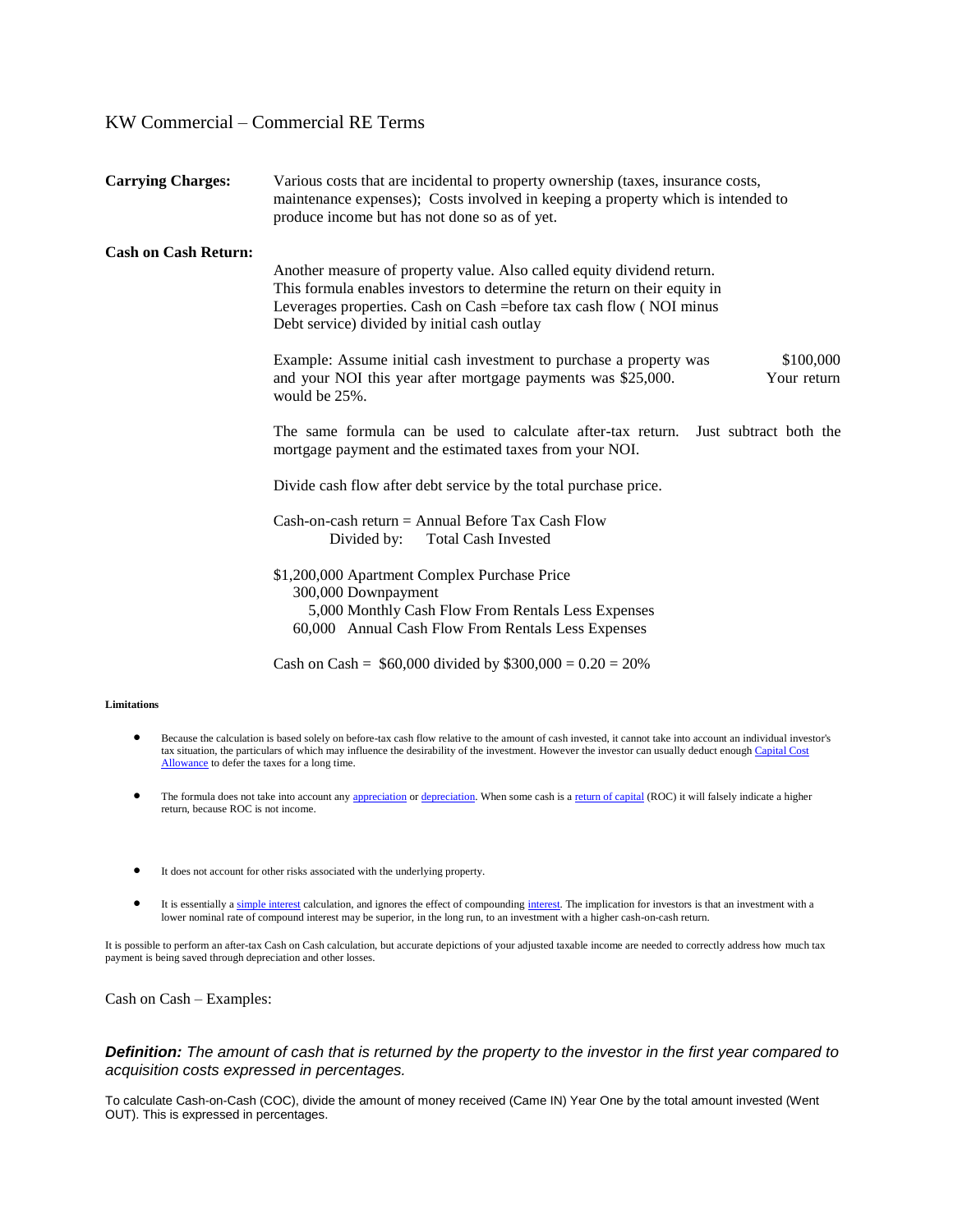KW Commercial – Commercial RE Terms

**Carrying Charges:** Various costs that are incidental to property ownership (taxes, insurance costs, maintenance expenses); Costs involved in keeping a property which is intended to produce income but has not done so as of yet.

**Cash on Cash Return:**

Another measure of property value. Also called equity dividend return. This formula enables investors to determine the return on their equity in Leverages properties. Cash on Cash =before tax cash flow ( NOI minus Debt service) divided by initial cash outlay

Example: Assume initial cash investment to purchase a property was $100,000 and your NOI this year after mortgage payments was $25,000. Your return would be 25%.

The same formula can be used to calculate after-tax return. Just subtract both the mortgage payment and the estimated taxes from your NOI.

Divide cash flow after debt service by the total purchase price.

Cash-on-cash return = Annual Before Tax Cash Flow
Divided by: Total Cash Invested

$1,200,000 Apartment Complex Purchase Price
300,000 Downpayment
5,000 Monthly Cash Flow From Rentals Less Expenses
60,000 Annual Cash Flow From Rentals Less Expenses

Cash on Cash = $60,000 divided by $300,000 = 0.20 = 20%

**Limitations**

- Because the calculation is based solely on before-tax cash flow relative to the amount of cash invested, it cannot take into account an individual investor's tax situation, the particulars of which may influence the desirability of the investment. However the investor can usually deduct enough Capital Cost Allowance to defer the taxes for a long time.
- The formula does not take into account any appreciation or depreciation. When some cash is a return of capital (ROC) it will falsely indicate a higher return, because ROC is not income.
- It does not account for other risks associated with the underlying property.
- It is essentially a simple interest calculation, and ignores the effect of compounding interest. The implication for investors is that an investment with a lower nominal rate of compound interest may be superior, in the long run, to an investment with a higher cash-on-cash return.

It is possible to perform an after-tax Cash on Cash calculation, but accurate depictions of your adjusted taxable income are needed to correctly address how much tax payment is being saved through depreciation and other losses.

Cash on Cash – Examples:

***Definition:*** *The amount of cash that is returned by the property to the investor in the first year compared to acquisition costs expressed in percentages.*

To calculate Cash-on-Cash (COC), divide the amount of money received (Came IN) Year One by the total amount invested (Went OUT). This is expressed in percentages.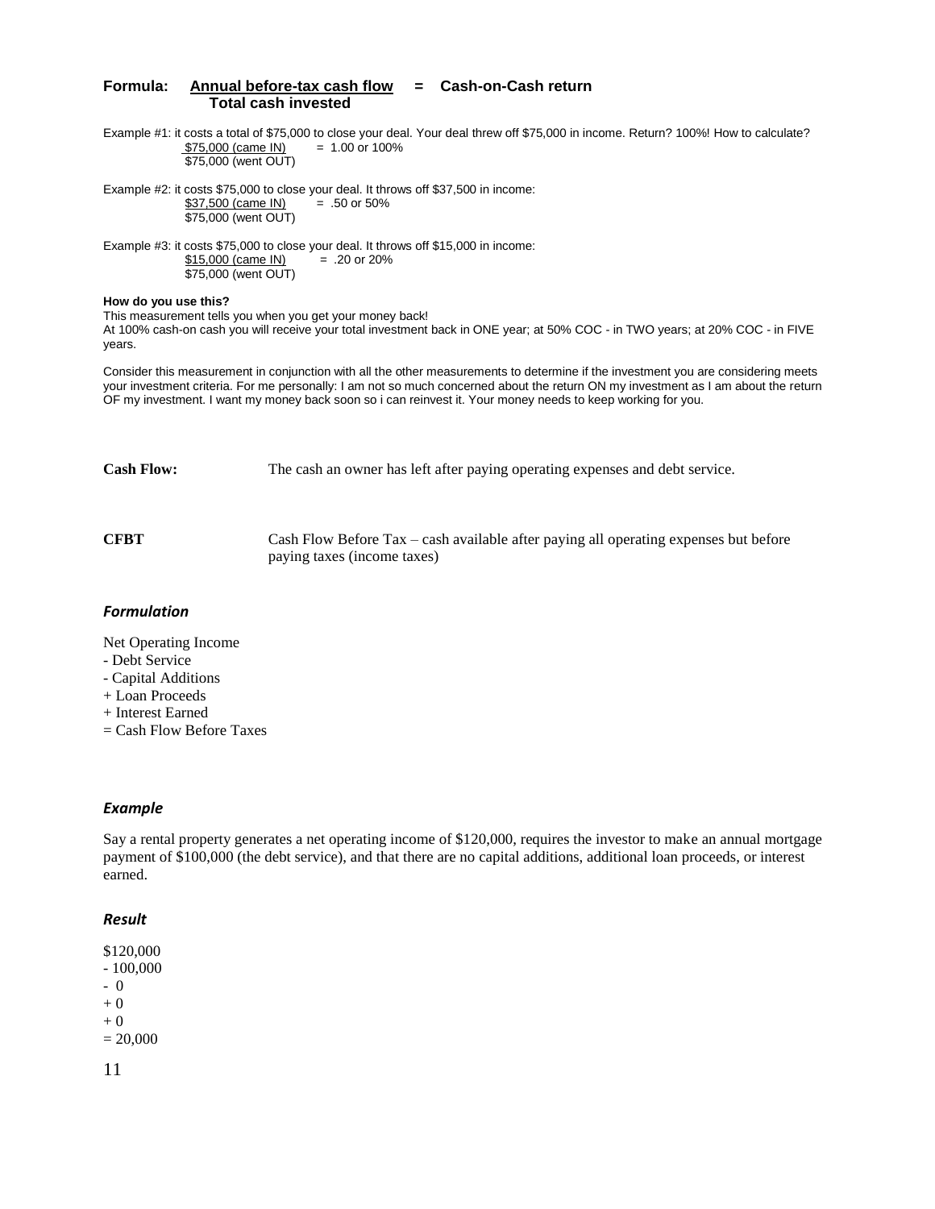**Formula:** $\dfrac{\text{Annual before-tax cash flow}}{\text{Total cash invested}}$ **= Cash-on-Cash return**

Example #1: it costs a total of $75,000 to close your deal. Your deal threw off $75,000 in income. Return? 100%! How to calculate?

$$\frac{\$75{,}000 \text{ (came IN)}}{\$75{,}000 \text{ (went OUT)}} = 1.00 \text{ or } 100\%$$

Example #2: it costs $75,000 to close your deal. It throws off $37,500 in income:

$$\frac{\$37{,}500 \text{ (came IN)}}{\$75{,}000 \text{ (went OUT)}} = .50 \text{ or } 50\%$$

Example #3: it costs $75,000 to close your deal. It throws off $15,000 in income:

$$\frac{\$15{,}000 \text{ (came IN)}}{\$75{,}000 \text{ (went OUT)}} = .20 \text{ or } 20\%$$

**How do you use this?**

This measurement tells you when you get your money back!

At 100% cash-on cash you will receive your total investment back in ONE year; at 50% COC - in TWO years; at 20% COC - in FIVE years.

Consider this measurement in conjunction with all the other measurements to determine if the investment you are considering meets your investment criteria. For me personally: I am not so much concerned about the return ON my investment as I am about the return OF my investment. I want my money back soon so i can reinvest it. Your money needs to keep working for you.

**Cash Flow:** The cash an owner has left after paying operating expenses and debt service.

**CFBT** Cash Flow Before Tax – cash available after paying all operating expenses but before paying taxes (income taxes)

### *Formulation*

Net Operating Income
- Debt Service
- Capital Additions
+ Loan Proceeds
+ Interest Earned
= Cash Flow Before Taxes

### *Example*

Say a rental property generates a net operating income of $120,000, requires the investor to make an annual mortgage payment of $100,000 (the debt service), and that there are no capital additions, additional loan proceeds, or interest earned.

### *Result*

$120,000
- 100,000
- 0
+ 0
+ 0
= 20,000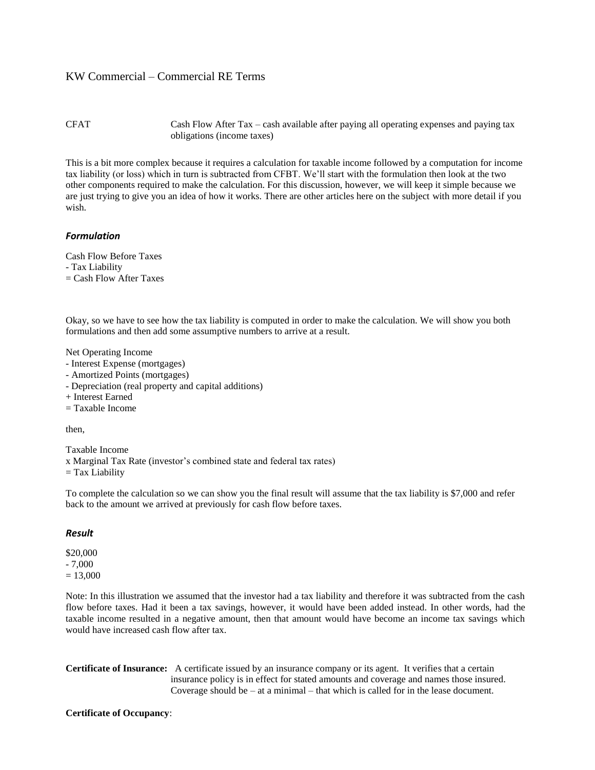KW Commercial – Commercial RE Terms

CFAT — Cash Flow After Tax – cash available after paying all operating expenses and paying tax obligations (income taxes)

This is a bit more complex because it requires a calculation for taxable income followed by a computation for income tax liability (or loss) which in turn is subtracted from CFBT. We'll start with the formulation then look at the two other components required to make the calculation. For this discussion, however, we will keep it simple because we are just trying to give you an idea of how it works. There are other articles here on the subject with more detail if you wish.

### *Formulation*

Cash Flow Before Taxes
- Tax Liability
= Cash Flow After Taxes

Okay, so we have to see how the tax liability is computed in order to make the calculation. We will show you both formulations and then add some assumptive numbers to arrive at a result.

Net Operating Income
- Interest Expense (mortgages)
- Amortized Points (mortgages)
- Depreciation (real property and capital additions)
+ Interest Earned
= Taxable Income

then,

Taxable Income
x Marginal Tax Rate (investor's combined state and federal tax rates)
= Tax Liability

To complete the calculation so we can show you the final result will assume that the tax liability is $7,000 and refer back to the amount we arrived at previously for cash flow before taxes.

### *Result*

$20,000
- 7,000
= 13,000

Note: In this illustration we assumed that the investor had a tax liability and therefore it was subtracted from the cash flow before taxes. Had it been a tax savings, however, it would have been added instead. In other words, had the taxable income resulted in a negative amount, then that amount would have become an income tax savings which would have increased cash flow after tax.

**Certificate of Insurance:** A certificate issued by an insurance company or its agent. It verifies that a certain insurance policy is in effect for stated amounts and coverage and names those insured. Coverage should be – at a minimal – that which is called for in the lease document.

**Certificate of Occupancy**: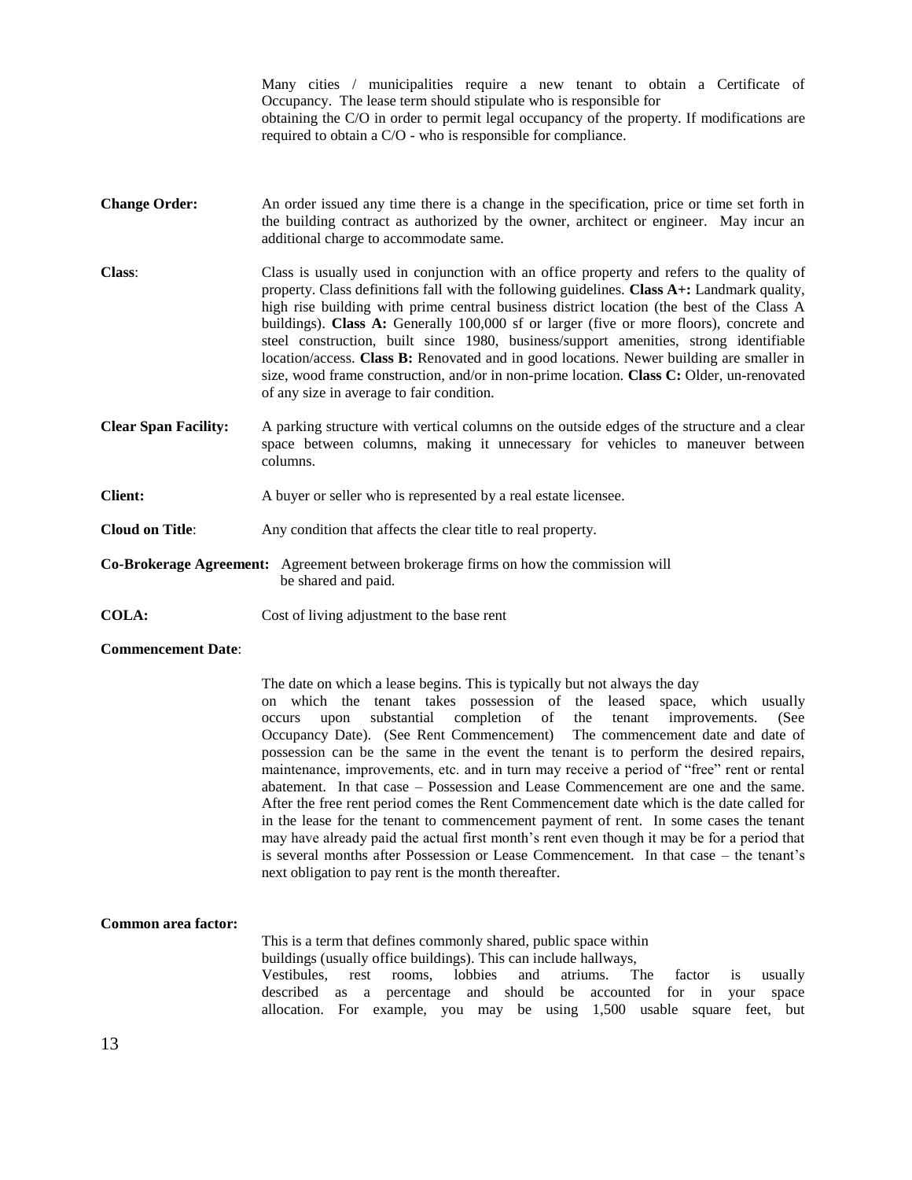Many cities / municipalities require a new tenant to obtain a Certificate of Occupancy. The lease term should stipulate who is responsible for obtaining the C/O in order to permit legal occupancy of the property. If modifications are required to obtain a C/O - who is responsible for compliance.

**Change Order:** An order issued any time there is a change in the specification, price or time set forth in the building contract as authorized by the owner, architect or engineer. May incur an additional charge to accommodate same.

**Class**: Class is usually used in conjunction with an office property and refers to the quality of property. Class definitions fall with the following guidelines. **Class A+:** Landmark quality, high rise building with prime central business district location (the best of the Class A buildings). **Class A:** Generally 100,000 sf or larger (five or more floors), concrete and steel construction, built since 1980, business/support amenities, strong identifiable location/access. **Class B:** Renovated and in good locations. Newer building are smaller in size, wood frame construction, and/or in non-prime location. **Class C:** Older, un-renovated of any size in average to fair condition.

**Clear Span Facility:** A parking structure with vertical columns on the outside edges of the structure and a clear space between columns, making it unnecessary for vehicles to maneuver between columns.

**Client:** A buyer or seller who is represented by a real estate licensee.

**Cloud on Title**: Any condition that affects the clear title to real property.

**Co-Brokerage Agreement:** Agreement between brokerage firms on how the commission will be shared and paid.

**COLA:** Cost of living adjustment to the base rent

**Commencement Date**:

The date on which a lease begins. This is typically but not always the day on which the tenant takes possession of the leased space, which usually occurs upon substantial completion of the tenant improvements. (See Occupancy Date). (See Rent Commencement) The commencement date and date of possession can be the same in the event the tenant is to perform the desired repairs, maintenance, improvements, etc. and in turn may receive a period of "free" rent or rental abatement. In that case – Possession and Lease Commencement are one and the same. After the free rent period comes the Rent Commencement date which is the date called for in the lease for the tenant to commencement payment of rent. In some cases the tenant may have already paid the actual first month's rent even though it may be for a period that is several months after Possession or Lease Commencement. In that case – the tenant's next obligation to pay rent is the month thereafter.

**Common area factor:**

This is a term that defines commonly shared, public space within buildings (usually office buildings). This can include hallways, Vestibules, rest rooms, lobbies and atriums. The factor is usually described as a percentage and should be accounted for in your space allocation. For example, you may be using 1,500 usable square feet, but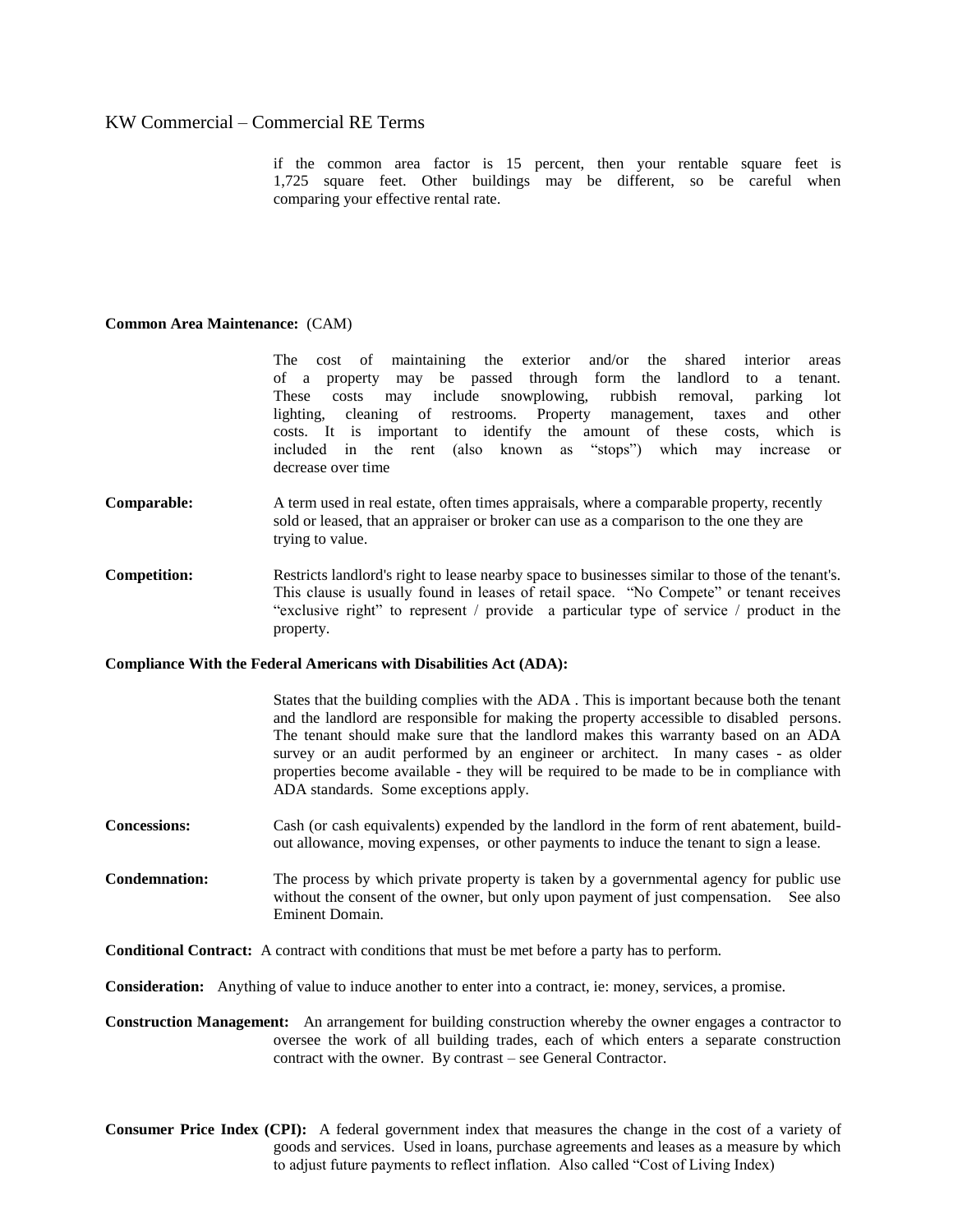if the common area factor is 15 percent, then your rentable square feet is 1,725 square feet. Other buildings may be different, so be careful when comparing your effective rental rate.

**Common Area Maintenance:** (CAM)

The cost of maintaining the exterior and/or the shared interior areas of a property may be passed through form the landlord to a tenant. These costs may include snowplowing, rubbish removal, parking lot lighting, cleaning of restrooms. Property management, taxes and other costs. It is important to identify the amount of these costs, which is included in the rent (also known as "stops") which may increase or decrease over time

**Comparable:** A term used in real estate, often times appraisals, where a comparable property, recently sold or leased, that an appraiser or broker can use as a comparison to the one they are trying to value.

**Competition:** Restricts landlord's right to lease nearby space to businesses similar to those of the tenant's. This clause is usually found in leases of retail space. "No Compete" or tenant receives "exclusive right" to represent / provide a particular type of service / product in the property.

**Compliance With the Federal Americans with Disabilities Act (ADA):**

States that the building complies with the ADA . This is important because both the tenant and the landlord are responsible for making the property accessible to disabled persons. The tenant should make sure that the landlord makes this warranty based on an ADA survey or an audit performed by an engineer or architect. In many cases - as older properties become available - they will be required to be made to be in compliance with ADA standards. Some exceptions apply.

**Concessions:** Cash (or cash equivalents) expended by the landlord in the form of rent abatement, build-out allowance, moving expenses, or other payments to induce the tenant to sign a lease.

**Condemnation:** The process by which private property is taken by a governmental agency for public use without the consent of the owner, but only upon payment of just compensation. See also Eminent Domain.

**Conditional Contract:** A contract with conditions that must be met before a party has to perform.

**Consideration:** Anything of value to induce another to enter into a contract, ie: money, services, a promise.

**Construction Management:** An arrangement for building construction whereby the owner engages a contractor to oversee the work of all building trades, each of which enters a separate construction contract with the owner. By contrast – see General Contractor.

**Consumer Price Index (CPI):** A federal government index that measures the change in the cost of a variety of goods and services. Used in loans, purchase agreements and leases as a measure by which to adjust future payments to reflect inflation. Also called "Cost of Living Index)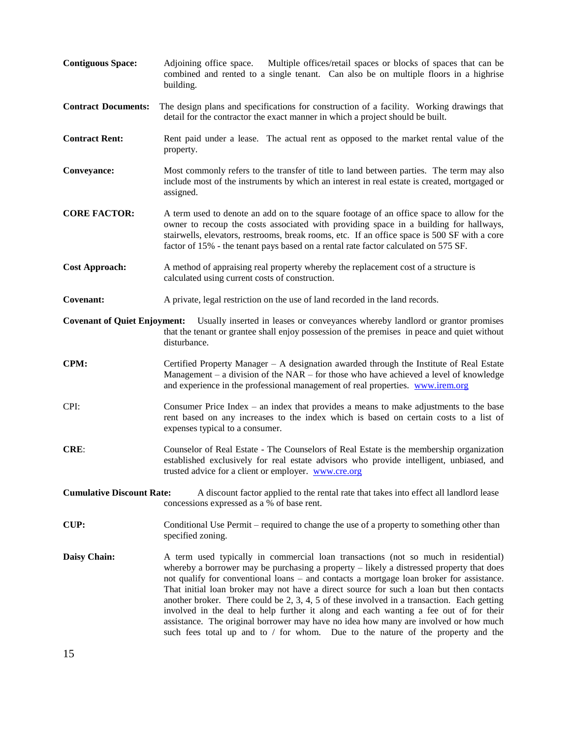**Contiguous Space:** Adjoining office space. Multiple offices/retail spaces or blocks of spaces that can be combined and rented to a single tenant. Can also be on multiple floors in a highrise building.

**Contract Documents:** The design plans and specifications for construction of a facility. Working drawings that detail for the contractor the exact manner in which a project should be built.

**Contract Rent:** Rent paid under a lease. The actual rent as opposed to the market rental value of the property.

**Conveyance:** Most commonly refers to the transfer of title to land between parties. The term may also include most of the instruments by which an interest in real estate is created, mortgaged or assigned.

**CORE FACTOR:** A term used to denote an add on to the square footage of an office space to allow for the owner to recoup the costs associated with providing space in a building for hallways, stairwells, elevators, restrooms, break rooms, etc. If an office space is 500 SF with a core factor of 15% - the tenant pays based on a rental rate factor calculated on 575 SF.

**Cost Approach:** A method of appraising real property whereby the replacement cost of a structure is calculated using current costs of construction.

**Covenant:** A private, legal restriction on the use of land recorded in the land records.

**Covenant of Quiet Enjoyment:** Usually inserted in leases or conveyances whereby landlord or grantor promises that the tenant or grantee shall enjoy possession of the premises in peace and quiet without disturbance.

**CPM:** Certified Property Manager – A designation awarded through the Institute of Real Estate Management – a division of the NAR – for those who have achieved a level of knowledge and experience in the professional management of real properties. [www.irem.org](http://www.irem.org)

CPI: Consumer Price Index – an index that provides a means to make adjustments to the base rent based on any increases to the index which is based on certain costs to a list of expenses typical to a consumer.

**CRE**: Counselor of Real Estate - The Counselors of Real Estate is the membership organization established exclusively for real estate advisors who provide intelligent, unbiased, and trusted advice for a client or employer. [www.cre.org](http://www.cre.org)

**Cumulative Discount Rate:** A discount factor applied to the rental rate that takes into effect all landlord lease concessions expressed as a % of base rent.

**CUP:** Conditional Use Permit – required to change the use of a property to something other than specified zoning.

**Daisy Chain:** A term used typically in commercial loan transactions (not so much in residential) whereby a borrower may be purchasing a property – likely a distressed property that does not qualify for conventional loans – and contacts a mortgage loan broker for assistance. That initial loan broker may not have a direct source for such a loan but then contacts another broker. There could be 2, 3, 4, 5 of these involved in a transaction. Each getting involved in the deal to help further it along and each wanting a fee out of for their assistance. The original borrower may have no idea how many are involved or how much such fees total up and to / for whom. Due to the nature of the property and the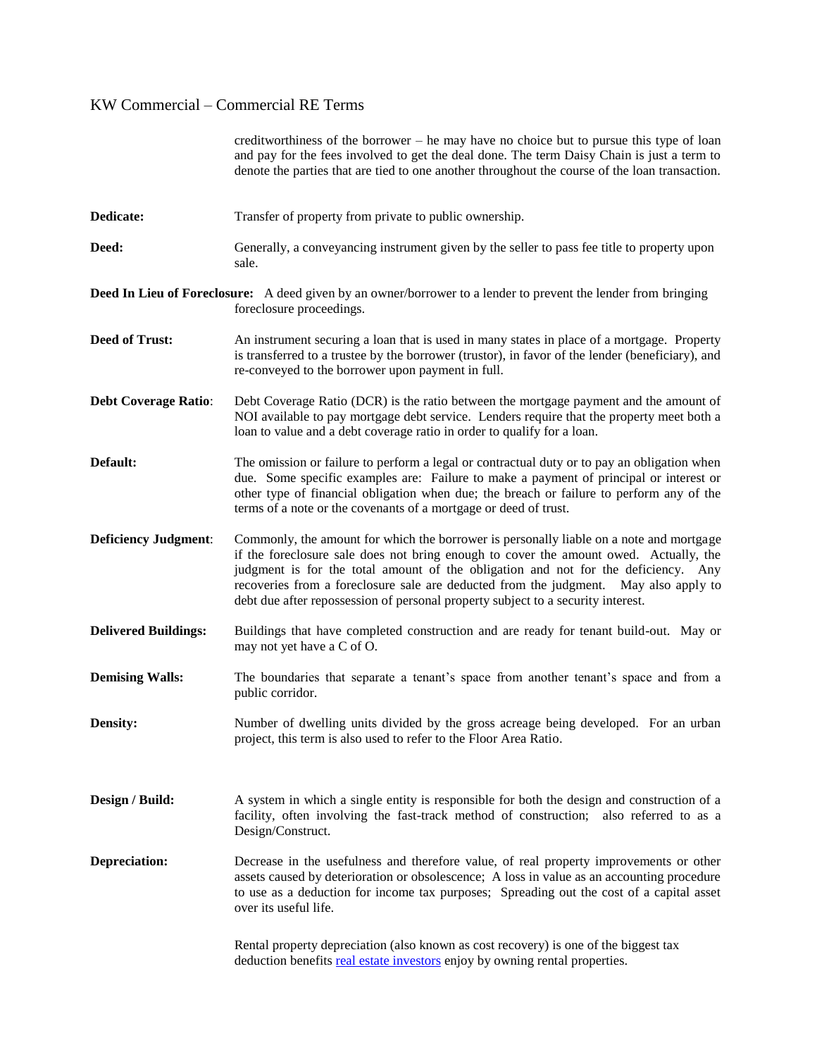creditworthiness of the borrower – he may have no choice but to pursue this type of loan and pay for the fees involved to get the deal done. The term Daisy Chain is just a term to denote the parties that are tied to one another throughout the course of the loan transaction.

**Dedicate:** Transfer of property from private to public ownership.

**Deed:** Generally, a conveyancing instrument given by the seller to pass fee title to property upon sale.

**Deed In Lieu of Foreclosure:** A deed given by an owner/borrower to a lender to prevent the lender from bringing foreclosure proceedings.

**Deed of Trust:** An instrument securing a loan that is used in many states in place of a mortgage. Property is transferred to a trustee by the borrower (trustor), in favor of the lender (beneficiary), and re-conveyed to the borrower upon payment in full.

**Debt Coverage Ratio**: Debt Coverage Ratio (DCR) is the ratio between the mortgage payment and the amount of NOI available to pay mortgage debt service. Lenders require that the property meet both a loan to value and a debt coverage ratio in order to qualify for a loan.

**Default:** The omission or failure to perform a legal or contractual duty or to pay an obligation when due. Some specific examples are: Failure to make a payment of principal or interest or other type of financial obligation when due; the breach or failure to perform any of the terms of a note or the covenants of a mortgage or deed of trust.

**Deficiency Judgment**: Commonly, the amount for which the borrower is personally liable on a note and mortgage if the foreclosure sale does not bring enough to cover the amount owed. Actually, the judgment is for the total amount of the obligation and not for the deficiency. Any recoveries from a foreclosure sale are deducted from the judgment. May also apply to debt due after repossession of personal property subject to a security interest.

**Delivered Buildings:** Buildings that have completed construction and are ready for tenant build-out. May or may not yet have a C of O.

**Demising Walls:** The boundaries that separate a tenant's space from another tenant's space and from a public corridor.

**Density:** Number of dwelling units divided by the gross acreage being developed. For an urban project, this term is also used to refer to the Floor Area Ratio.

**Design / Build:** A system in which a single entity is responsible for both the design and construction of a facility, often involving the fast-track method of construction; also referred to as a Design/Construct.

**Depreciation:** Decrease in the usefulness and therefore value, of real property improvements or other assets caused by deterioration or obsolescence; A loss in value as an accounting procedure to use as a deduction for income tax purposes; Spreading out the cost of a capital asset over its useful life.

Rental property depreciation (also known as cost recovery) is one of the biggest tax deduction benefits [real estate investors] enjoy by owning rental properties.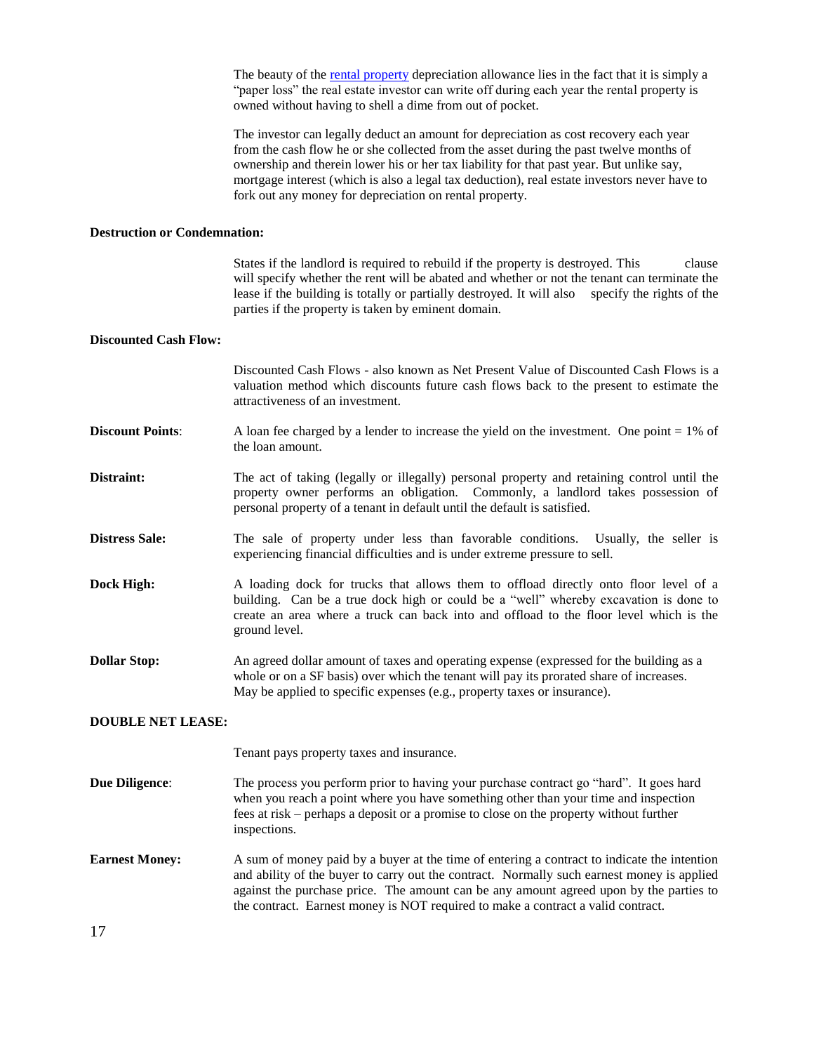The beauty of the rental property depreciation allowance lies in the fact that it is simply a "paper loss" the real estate investor can write off during each year the rental property is owned without having to shell a dime from out of pocket.

The investor can legally deduct an amount for depreciation as cost recovery each year from the cash flow he or she collected from the asset during the past twelve months of ownership and therein lower his or her tax liability for that past year. But unlike say, mortgage interest (which is also a legal tax deduction), real estate investors never have to fork out any money for depreciation on rental property.

**Destruction or Condemnation:**

States if the landlord is required to rebuild if the property is destroyed. This clause will specify whether the rent will be abated and whether or not the tenant can terminate the lease if the building is totally or partially destroyed. It will also specify the rights of the parties if the property is taken by eminent domain.

**Discounted Cash Flow:**

Discounted Cash Flows - also known as Net Present Value of Discounted Cash Flows is a valuation method which discounts future cash flows back to the present to estimate the attractiveness of an investment.

**Discount Points**: A loan fee charged by a lender to increase the yield on the investment. One point = 1% of the loan amount.

**Distraint:** The act of taking (legally or illegally) personal property and retaining control until the property owner performs an obligation. Commonly, a landlord takes possession of personal property of a tenant in default until the default is satisfied.

**Distress Sale:** The sale of property under less than favorable conditions. Usually, the seller is experiencing financial difficulties and is under extreme pressure to sell.

**Dock High:** A loading dock for trucks that allows them to offload directly onto floor level of a building. Can be a true dock high or could be a "well" whereby excavation is done to create an area where a truck can back into and offload to the floor level which is the ground level.

**Dollar Stop:** An agreed dollar amount of taxes and operating expense (expressed for the building as a whole or on a SF basis) over which the tenant will pay its prorated share of increases. May be applied to specific expenses (e.g., property taxes or insurance).

**DOUBLE NET LEASE:**

Tenant pays property taxes and insurance.

**Due Diligence**: The process you perform prior to having your purchase contract go "hard". It goes hard when you reach a point where you have something other than your time and inspection fees at risk – perhaps a deposit or a promise to close on the property without further inspections.

**Earnest Money:** A sum of money paid by a buyer at the time of entering a contract to indicate the intention and ability of the buyer to carry out the contract. Normally such earnest money is applied against the purchase price. The amount can be any amount agreed upon by the parties to the contract. Earnest money is NOT required to make a contract a valid contract.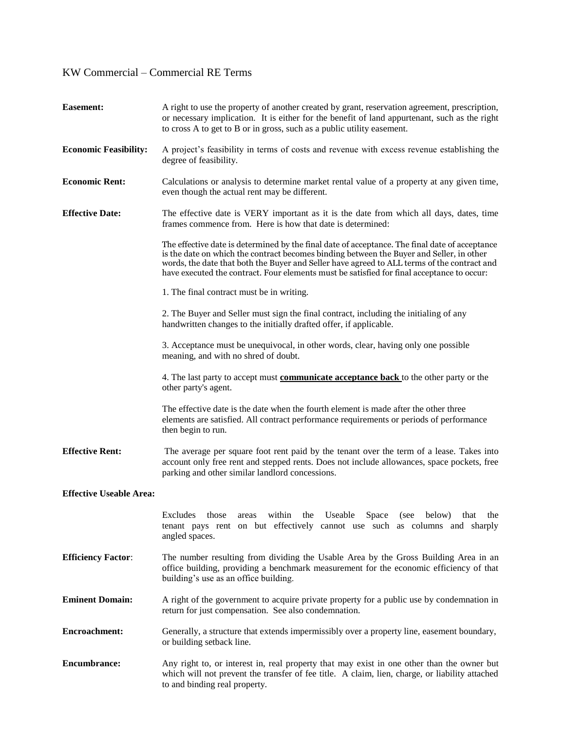KW Commercial – Commercial RE Terms

**Easement:** A right to use the property of another created by grant, reservation agreement, prescription, or necessary implication. It is either for the benefit of land appurtenant, such as the right to cross A to get to B or in gross, such as a public utility easement.

**Economic Feasibility:** A project's feasibility in terms of costs and revenue with excess revenue establishing the degree of feasibility.

**Economic Rent:** Calculations or analysis to determine market rental value of a property at any given time, even though the actual rent may be different.

**Effective Date:** The effective date is VERY important as it is the date from which all days, dates, time frames commence from. Here is how that date is determined:

The effective date is determined by the final date of acceptance. The final date of acceptance is the date on which the contract becomes binding between the Buyer and Seller, in other words, the date that both the Buyer and Seller have agreed to ALL terms of the contract and have executed the contract. Four elements must be satisfied for final acceptance to occur:

1. The final contract must be in writing.

2. The Buyer and Seller must sign the final contract, including the initialing of any handwritten changes to the initially drafted offer, if applicable.

3. Acceptance must be unequivocal, in other words, clear, having only one possible meaning, and with no shred of doubt.

4. The last party to accept must **communicate acceptance back** to the other party or the other party's agent.

The effective date is the date when the fourth element is made after the other three elements are satisfied. All contract performance requirements or periods of performance then begin to run.

**Effective Rent:** The average per square foot rent paid by the tenant over the term of a lease. Takes into account only free rent and stepped rents. Does not include allowances, space pockets, free parking and other similar landlord concessions.

**Effective Useable Area:**

Excludes those areas within the Useable Space (see below) that the tenant pays rent on but effectively cannot use such as columns and sharply angled spaces.

**Efficiency Factor**: The number resulting from dividing the Usable Area by the Gross Building Area in an office building, providing a benchmark measurement for the economic efficiency of that building's use as an office building.

**Eminent Domain:** A right of the government to acquire private property for a public use by condemnation in return for just compensation. See also condemnation.

**Encroachment:** Generally, a structure that extends impermissibly over a property line, easement boundary, or building setback line.

**Encumbrance:** Any right to, or interest in, real property that may exist in one other than the owner but which will not prevent the transfer of fee title. A claim, lien, charge, or liability attached to and binding real property.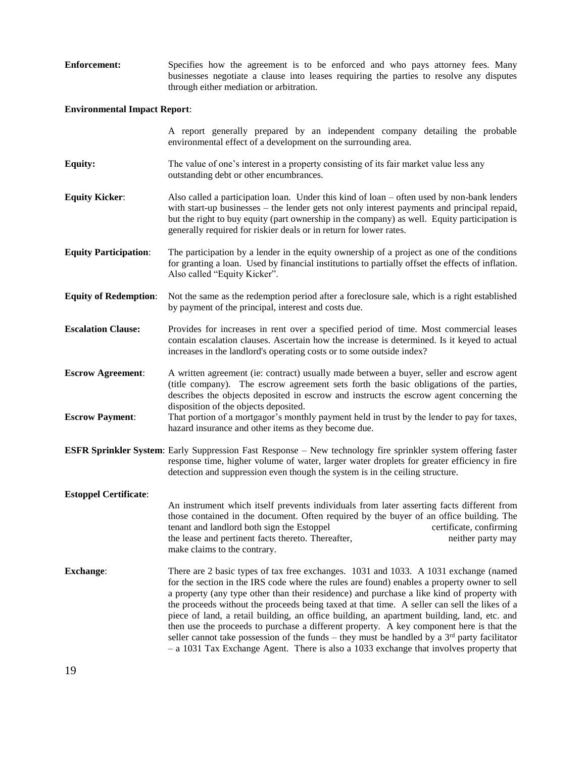**Enforcement:** Specifies how the agreement is to be enforced and who pays attorney fees. Many businesses negotiate a clause into leases requiring the parties to resolve any disputes through either mediation or arbitration.

**Environmental Impact Report**:

A report generally prepared by an independent company detailing the probable environmental effect of a development on the surrounding area.

**Equity:** The value of one's interest in a property consisting of its fair market value less any outstanding debt or other encumbrances.

**Equity Kicker**: Also called a participation loan. Under this kind of loan – often used by non-bank lenders with start-up businesses – the lender gets not only interest payments and principal repaid, but the right to buy equity (part ownership in the company) as well. Equity participation is generally required for riskier deals or in return for lower rates.

**Equity Participation**: The participation by a lender in the equity ownership of a project as one of the conditions for granting a loan. Used by financial institutions to partially offset the effects of inflation. Also called "Equity Kicker".

**Equity of Redemption**: Not the same as the redemption period after a foreclosure sale, which is a right established by payment of the principal, interest and costs due.

**Escalation Clause:** Provides for increases in rent over a specified period of time. Most commercial leases contain escalation clauses. Ascertain how the increase is determined. Is it keyed to actual increases in the landlord's operating costs or to some outside index?

**Escrow Agreement**: A written agreement (ie: contract) usually made between a buyer, seller and escrow agent (title company). The escrow agreement sets forth the basic obligations of the parties, describes the objects deposited in escrow and instructs the escrow agent concerning the disposition of the objects deposited.

**Escrow Payment**: That portion of a mortgagor's monthly payment held in trust by the lender to pay for taxes, hazard insurance and other items as they become due.

**ESFR Sprinkler System**: Early Suppression Fast Response – New technology fire sprinkler system offering faster response time, higher volume of water, larger water droplets for greater efficiency in fire detection and suppression even though the system is in the ceiling structure.

**Estoppel Certificate**:

An instrument which itself prevents individuals from later asserting facts different from those contained in the document. Often required by the buyer of an office building. The tenant and landlord both sign the Estoppel certificate, confirming the lease and pertinent facts thereto. Thereafter, neither party may make claims to the contrary.

**Exchange**: There are 2 basic types of tax free exchanges. 1031 and 1033. A 1031 exchange (named for the section in the IRS code where the rules are found) enables a property owner to sell a property (any type other than their residence) and purchase a like kind of property with the proceeds without the proceeds being taxed at that time. A seller can sell the likes of a piece of land, a retail building, an office building, an apartment building, land, etc. and then use the proceeds to purchase a different property. A key component here is that the seller cannot take possession of the funds – they must be handled by a 3rd party facilitator – a 1031 Tax Exchange Agent. There is also a 1033 exchange that involves property that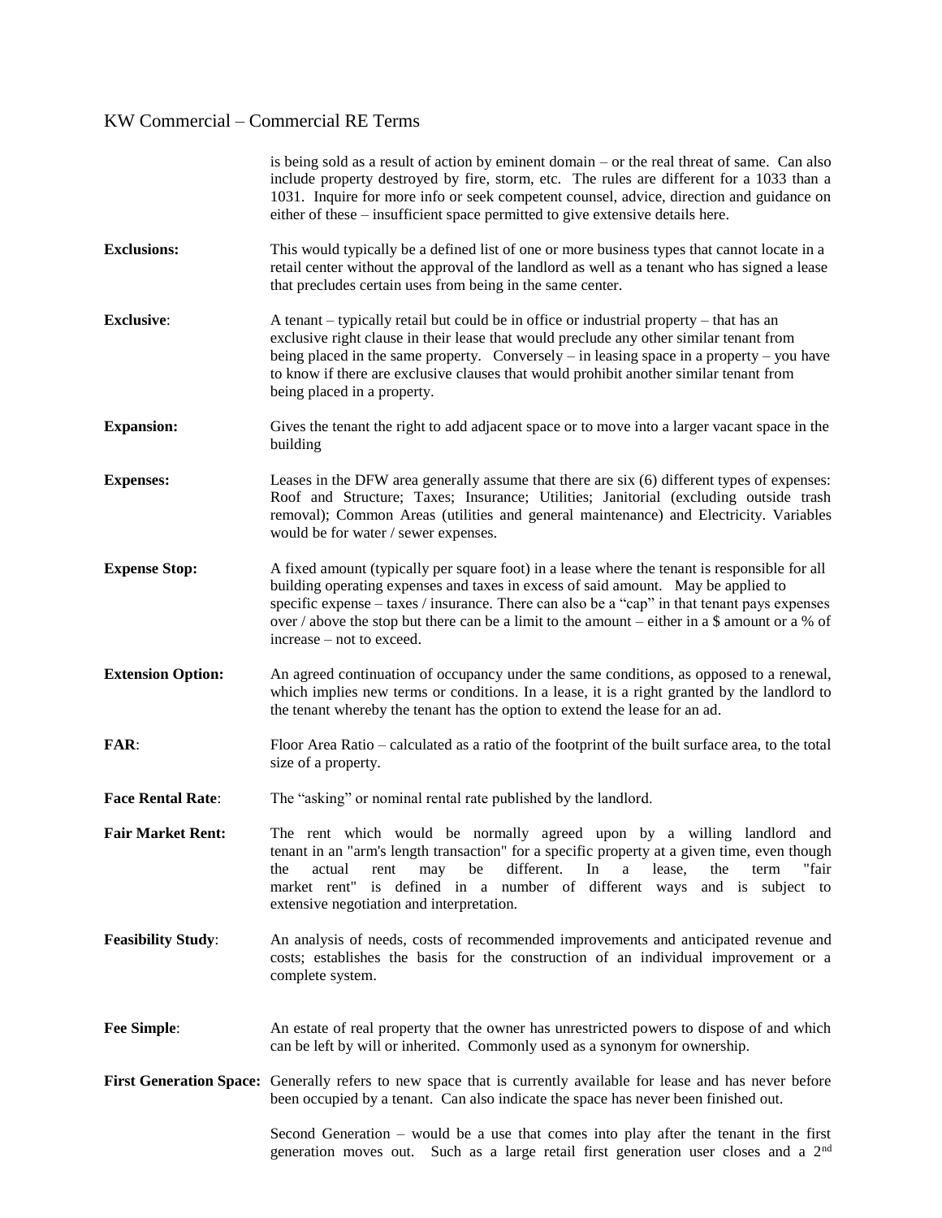is being sold as a result of action by eminent domain – or the real threat of same. Can also include property destroyed by fire, storm, etc. The rules are different for a 1033 than a 1031. Inquire for more info or seek competent counsel, advice, direction and guidance on either of these – insufficient space permitted to give extensive details here.

**Exclusions:** This would typically be a defined list of one or more business types that cannot locate in a retail center without the approval of the landlord as well as a tenant who has signed a lease that precludes certain uses from being in the same center.

**Exclusive**: A tenant – typically retail but could be in office or industrial property – that has an exclusive right clause in their lease that would preclude any other similar tenant from being placed in the same property. Conversely – in leasing space in a property – you have to know if there are exclusive clauses that would prohibit another similar tenant from being placed in a property.

**Expansion:** Gives the tenant the right to add adjacent space or to move into a larger vacant space in the building

**Expenses:** Leases in the DFW area generally assume that there are six (6) different types of expenses: Roof and Structure; Taxes; Insurance; Utilities; Janitorial (excluding outside trash removal); Common Areas (utilities and general maintenance) and Electricity. Variables would be for water / sewer expenses.

**Expense Stop:** A fixed amount (typically per square foot) in a lease where the tenant is responsible for all building operating expenses and taxes in excess of said amount. May be applied to specific expense – taxes / insurance. There can also be a "cap" in that tenant pays expenses over / above the stop but there can be a limit to the amount – either in a $ amount or a % of increase – not to exceed.

**Extension Option:** An agreed continuation of occupancy under the same conditions, as opposed to a renewal, which implies new terms or conditions. In a lease, it is a right granted by the landlord to the tenant whereby the tenant has the option to extend the lease for an ad.

**FAR**: Floor Area Ratio – calculated as a ratio of the footprint of the built surface area, to the total size of a property.

**Face Rental Rate**: The "asking" or nominal rental rate published by the landlord.

**Fair Market Rent:** The rent which would be normally agreed upon by a willing landlord and tenant in an "arm's length transaction" for a specific property at a given time, even though the actual rent may be different. In a lease, the term "fair market rent" is defined in a number of different ways and is subject to extensive negotiation and interpretation.

**Feasibility Study**: An analysis of needs, costs of recommended improvements and anticipated revenue and costs; establishes the basis for the construction of an individual improvement or a complete system.

**Fee Simple**: An estate of real property that the owner has unrestricted powers to dispose of and which can be left by will or inherited. Commonly used as a synonym for ownership.

**First Generation Space:** Generally refers to new space that is currently available for lease and has never before been occupied by a tenant. Can also indicate the space has never been finished out.

Second Generation – would be a use that comes into play after the tenant in the first generation moves out. Such as a large retail first generation user closes and a 2nd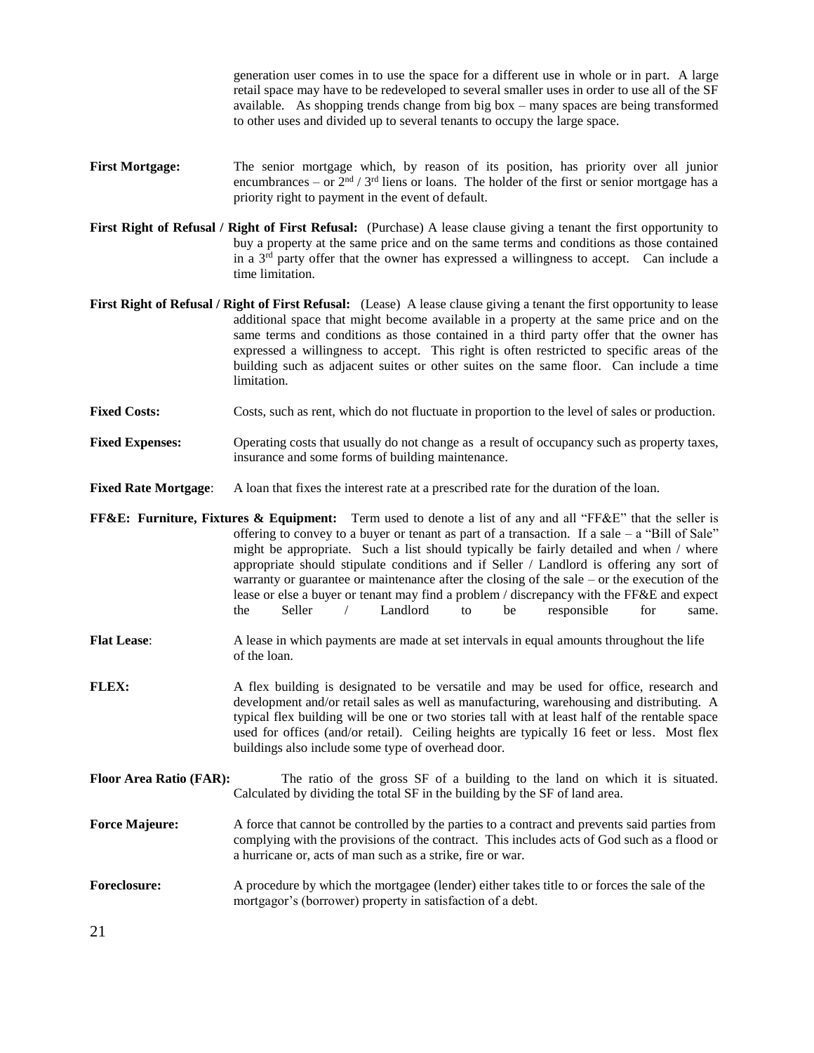generation user comes in to use the space for a different use in whole or in part. A large retail space may have to be redeveloped to several smaller uses in order to use all of the SF available. As shopping trends change from big box – many spaces are being transformed to other uses and divided up to several tenants to occupy the large space.

**First Mortgage:** The senior mortgage which, by reason of its position, has priority over all junior encumbrances – or 2nd / 3rd liens or loans. The holder of the first or senior mortgage has a priority right to payment in the event of default.

**First Right of Refusal / Right of First Refusal:** (Purchase) A lease clause giving a tenant the first opportunity to buy a property at the same price and on the same terms and conditions as those contained in a 3rd party offer that the owner has expressed a willingness to accept. Can include a time limitation.

**First Right of Refusal / Right of First Refusal:** (Lease) A lease clause giving a tenant the first opportunity to lease additional space that might become available in a property at the same price and on the same terms and conditions as those contained in a third party offer that the owner has expressed a willingness to accept. This right is often restricted to specific areas of the building such as adjacent suites or other suites on the same floor. Can include a time limitation.

**Fixed Costs:** Costs, such as rent, which do not fluctuate in proportion to the level of sales or production.

**Fixed Expenses:** Operating costs that usually do not change as a result of occupancy such as property taxes, insurance and some forms of building maintenance.

**Fixed Rate Mortgage**: A loan that fixes the interest rate at a prescribed rate for the duration of the loan.

**FF&E: Furniture, Fixtures & Equipment:** Term used to denote a list of any and all "FF&E" that the seller is offering to convey to a buyer or tenant as part of a transaction. If a sale – a "Bill of Sale" might be appropriate. Such a list should typically be fairly detailed and when / where appropriate should stipulate conditions and if Seller / Landlord is offering any sort of warranty or guarantee or maintenance after the closing of the sale – or the execution of the lease or else a buyer or tenant may find a problem / discrepancy with the FF&E and expect the Seller / Landlord to be responsible for same.

**Flat Lease**: A lease in which payments are made at set intervals in equal amounts throughout the life of the loan.

**FLEX:** A flex building is designated to be versatile and may be used for office, research and development and/or retail sales as well as manufacturing, warehousing and distributing. A typical flex building will be one or two stories tall with at least half of the rentable space used for offices (and/or retail). Ceiling heights are typically 16 feet or less. Most flex buildings also include some type of overhead door.

**Floor Area Ratio (FAR):** The ratio of the gross SF of a building to the land on which it is situated. Calculated by dividing the total SF in the building by the SF of land area.

**Force Majeure:** A force that cannot be controlled by the parties to a contract and prevents said parties from complying with the provisions of the contract. This includes acts of God such as a flood or a hurricane or, acts of man such as a strike, fire or war.

**Foreclosure:** A procedure by which the mortgagee (lender) either takes title to or forces the sale of the mortgagor's (borrower) property in satisfaction of a debt.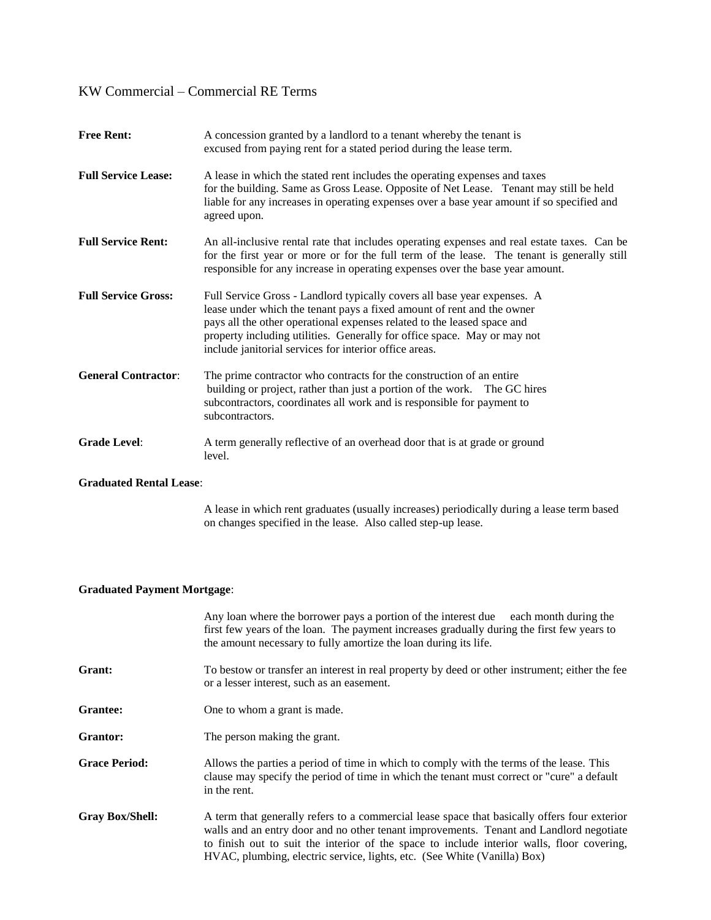KW Commercial – Commercial RE Terms

**Free Rent:** A concession granted by a landlord to a tenant whereby the tenant is excused from paying rent for a stated period during the lease term.

**Full Service Lease:** A lease in which the stated rent includes the operating expenses and taxes for the building. Same as Gross Lease. Opposite of Net Lease. Tenant may still be held liable for any increases in operating expenses over a base year amount if so specified and agreed upon.

**Full Service Rent:** An all-inclusive rental rate that includes operating expenses and real estate taxes. Can be for the first year or more or for the full term of the lease. The tenant is generally still responsible for any increase in operating expenses over the base year amount.

**Full Service Gross:** Full Service Gross - Landlord typically covers all base year expenses. A lease under which the tenant pays a fixed amount of rent and the owner pays all the other operational expenses related to the leased space and property including utilities. Generally for office space. May or may not include janitorial services for interior office areas.

**General Contractor**: The prime contractor who contracts for the construction of an entire building or project, rather than just a portion of the work. The GC hires subcontractors, coordinates all work and is responsible for payment to subcontractors.

**Grade Level**: A term generally reflective of an overhead door that is at grade or ground level.

**Graduated Rental Lease**:

A lease in which rent graduates (usually increases) periodically during a lease term based on changes specified in the lease. Also called step-up lease.

**Graduated Payment Mortgage**:

Any loan where the borrower pays a portion of the interest due each month during the first few years of the loan. The payment increases gradually during the first few years to the amount necessary to fully amortize the loan during its life.

**Grant:** To bestow or transfer an interest in real property by deed or other instrument; either the fee or a lesser interest, such as an easement.

**Grantee:** One to whom a grant is made.

**Grantor:** The person making the grant.

**Grace Period:** Allows the parties a period of time in which to comply with the terms of the lease. This clause may specify the period of time in which the tenant must correct or "cure" a default in the rent.

**Gray Box/Shell:** A term that generally refers to a commercial lease space that basically offers four exterior walls and an entry door and no other tenant improvements. Tenant and Landlord negotiate to finish out to suit the interior of the space to include interior walls, floor covering, HVAC, plumbing, electric service, lights, etc. (See White (Vanilla) Box)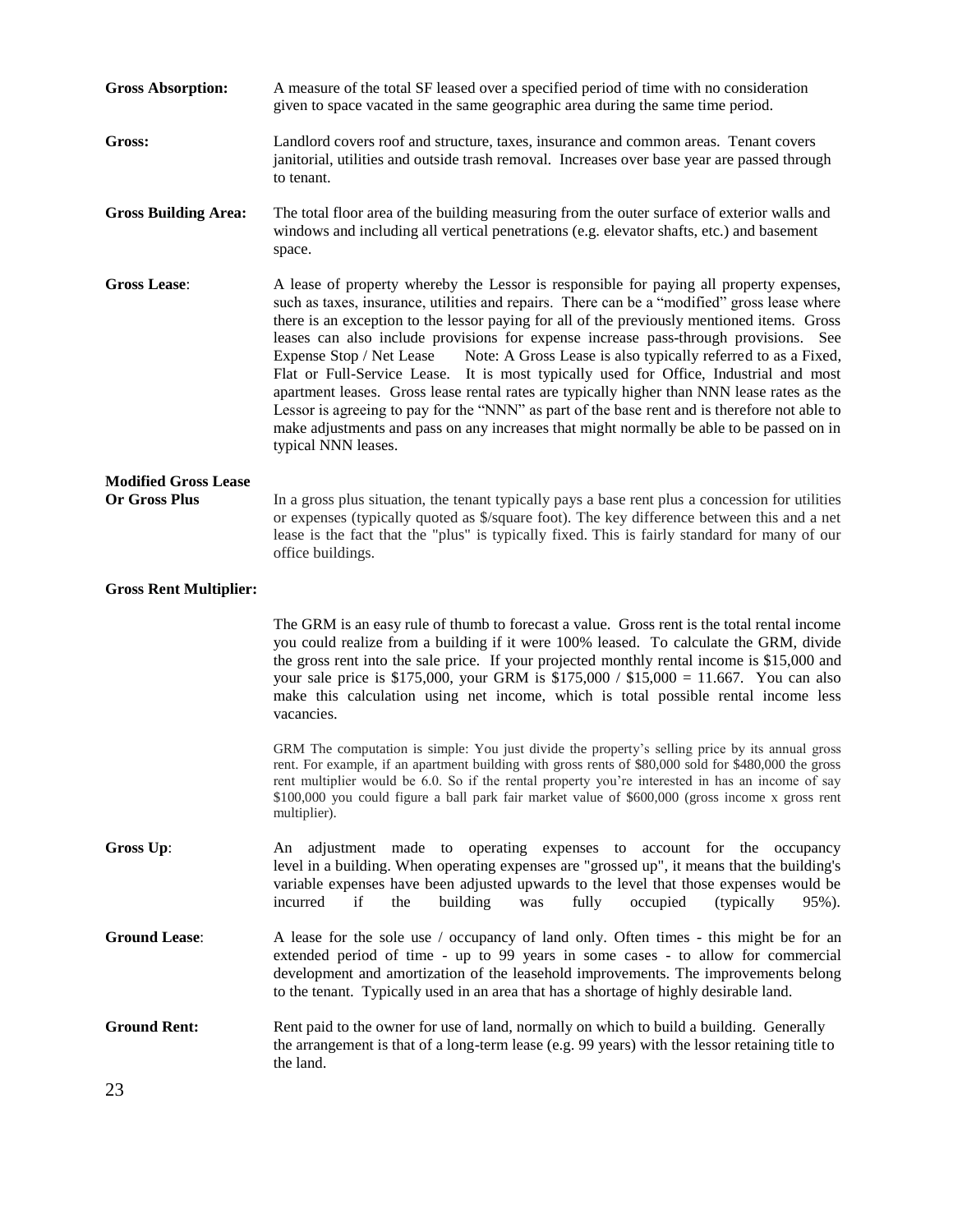**Gross Absorption:** A measure of the total SF leased over a specified period of time with no consideration given to space vacated in the same geographic area during the same time period.

**Gross:** Landlord covers roof and structure, taxes, insurance and common areas. Tenant covers janitorial, utilities and outside trash removal. Increases over base year are passed through to tenant.

**Gross Building Area:** The total floor area of the building measuring from the outer surface of exterior walls and windows and including all vertical penetrations (e.g. elevator shafts, etc.) and basement space.

**Gross Lease**: A lease of property whereby the Lessor is responsible for paying all property expenses, such as taxes, insurance, utilities and repairs. There can be a "modified" gross lease where there is an exception to the lessor paying for all of the previously mentioned items. Gross leases can also include provisions for expense increase pass-through provisions. See Expense Stop / Net Lease Note: A Gross Lease is also typically referred to as a Fixed, Flat or Full-Service Lease. It is most typically used for Office, Industrial and most apartment leases. Gross lease rental rates are typically higher than NNN lease rates as the Lessor is agreeing to pay for the "NNN" as part of the base rent and is therefore not able to make adjustments and pass on any increases that might normally be able to be passed on in typical NNN leases.

**Modified Gross Lease Or Gross Plus** In a gross plus situation, the tenant typically pays a base rent plus a concession for utilities or expenses (typically quoted as $/square foot). The key difference between this and a net lease is the fact that the "plus" is typically fixed. This is fairly standard for many of our office buildings.

**Gross Rent Multiplier:**

The GRM is an easy rule of thumb to forecast a value. Gross rent is the total rental income you could realize from a building if it were 100% leased. To calculate the GRM, divide the gross rent into the sale price. If your projected monthly rental income is $15,000 and your sale price is $175,000, your GRM is $175,000 / $15,000 = 11.667. You can also make this calculation using net income, which is total possible rental income less vacancies.

GRM The computation is simple: You just divide the property's selling price by its annual gross rent. For example, if an apartment building with gross rents of $80,000 sold for $480,000 the gross rent multiplier would be 6.0. So if the rental property you're interested in has an income of say $100,000 you could figure a ball park fair market value of $600,000 (gross income x gross rent multiplier).

**Gross Up**: An adjustment made to operating expenses to account for the occupancy level in a building. When operating expenses are "grossed up", it means that the building's variable expenses have been adjusted upwards to the level that those expenses would be incurred if the building was fully occupied (typically 95%).

**Ground Lease**: A lease for the sole use / occupancy of land only. Often times - this might be for an extended period of time - up to 99 years in some cases - to allow for commercial development and amortization of the leasehold improvements. The improvements belong to the tenant. Typically used in an area that has a shortage of highly desirable land.

**Ground Rent:** Rent paid to the owner for use of land, normally on which to build a building. Generally the arrangement is that of a long-term lease (e.g. 99 years) with the lessor retaining title to the land.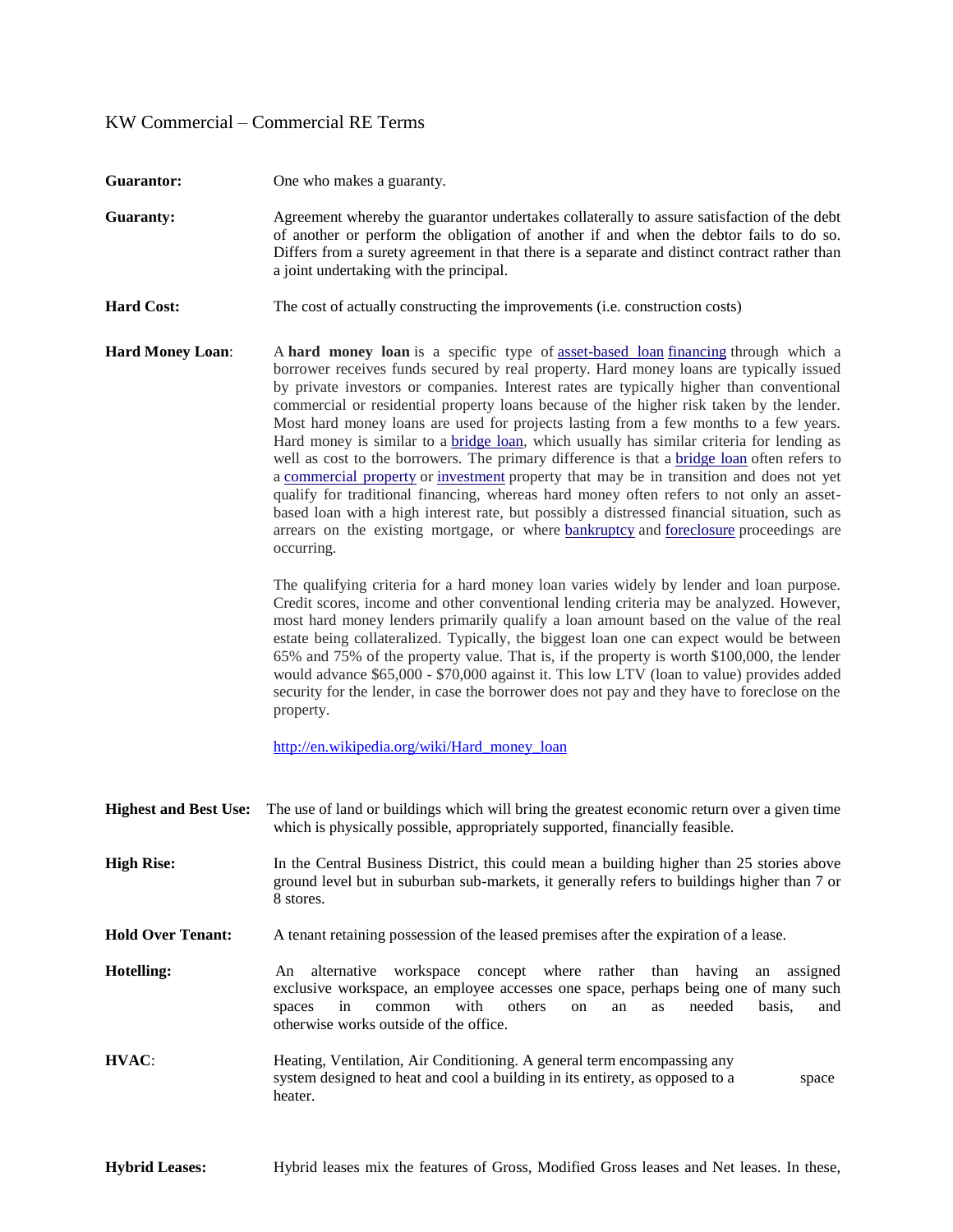KW Commercial – Commercial RE Terms

**Guarantor:** One who makes a guaranty.

**Guaranty:** Agreement whereby the guarantor undertakes collaterally to assure satisfaction of the debt of another or perform the obligation of another if and when the debtor fails to do so. Differs from a surety agreement in that there is a separate and distinct contract rather than a joint undertaking with the principal.

**Hard Cost:** The cost of actually constructing the improvements (i.e. construction costs)

**Hard Money Loan**: A **hard money loan** is a specific type of asset-based loan financing through which a borrower receives funds secured by real property. Hard money loans are typically issued by private investors or companies. Interest rates are typically higher than conventional commercial or residential property loans because of the higher risk taken by the lender. Most hard money loans are used for projects lasting from a few months to a few years. Hard money is similar to a bridge loan, which usually has similar criteria for lending as well as cost to the borrowers. The primary difference is that a bridge loan often refers to a commercial property or investment property that may be in transition and does not yet qualify for traditional financing, whereas hard money often refers to not only an asset-based loan with a high interest rate, but possibly a distressed financial situation, such as arrears on the existing mortgage, or where bankruptcy and foreclosure proceedings are occurring.

The qualifying criteria for a hard money loan varies widely by lender and loan purpose. Credit scores, income and other conventional lending criteria may be analyzed. However, most hard money lenders primarily qualify a loan amount based on the value of the real estate being collateralized. Typically, the biggest loan one can expect would be between 65% and 75% of the property value. That is, if the property is worth $100,000, the lender would advance $65,000 - $70,000 against it. This low LTV (loan to value) provides added security for the lender, in case the borrower does not pay and they have to foreclose on the property.

http://en.wikipedia.org/wiki/Hard_money_loan

**Highest and Best Use:** The use of land or buildings which will bring the greatest economic return over a given time which is physically possible, appropriately supported, financially feasible.

**High Rise:** In the Central Business District, this could mean a building higher than 25 stories above ground level but in suburban sub-markets, it generally refers to buildings higher than 7 or 8 stores.

**Hold Over Tenant:** A tenant retaining possession of the leased premises after the expiration of a lease.

**Hotelling:** An alternative workspace concept where rather than having an assigned exclusive workspace, an employee accesses one space, perhaps being one of many such spaces in common with others on an as needed basis, and otherwise works outside of the office.

**HVAC**: Heating, Ventilation, Air Conditioning. A general term encompassing any system designed to heat and cool a building in its entirety, as opposed to a space heater.

**Hybrid Leases:** Hybrid leases mix the features of Gross, Modified Gross leases and Net leases. In these,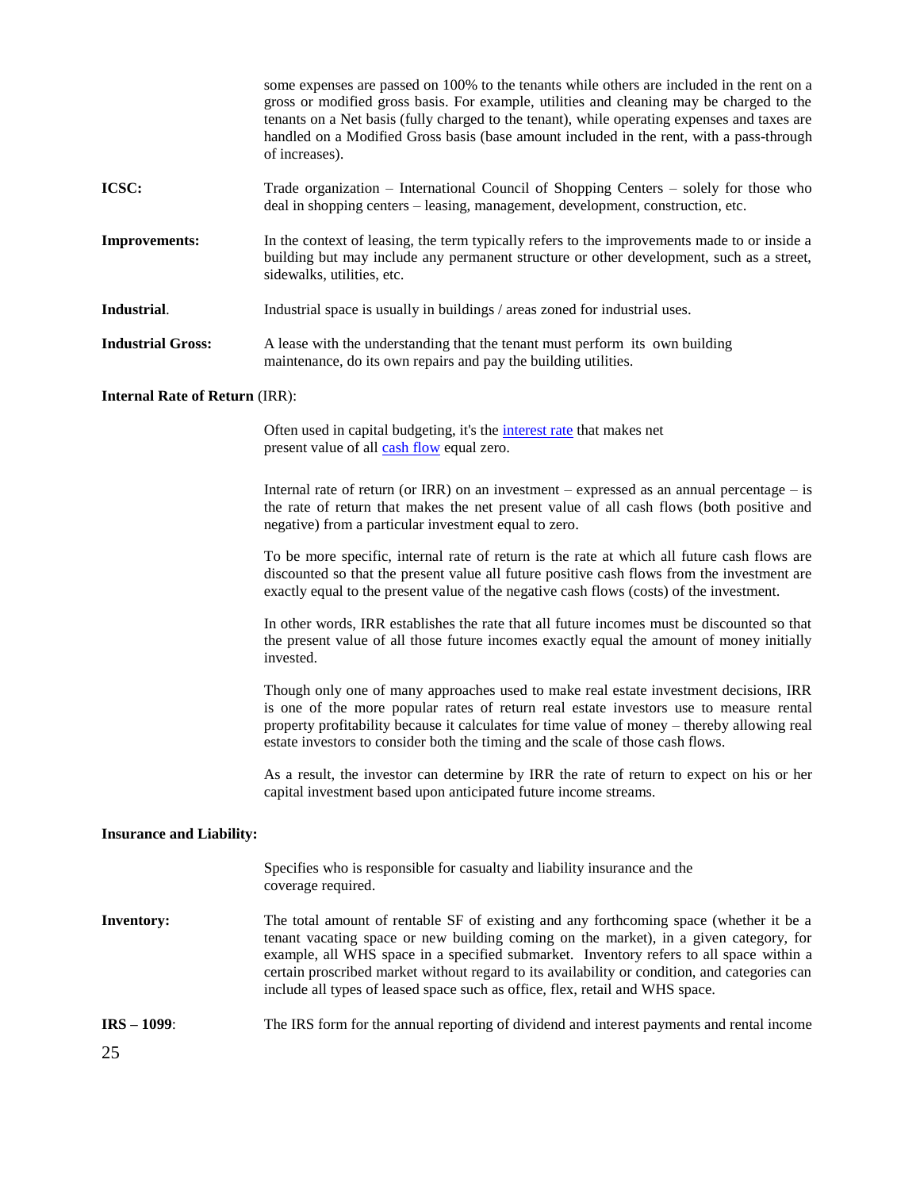some expenses are passed on 100% to the tenants while others are included in the rent on a gross or modified gross basis. For example, utilities and cleaning may be charged to the tenants on a Net basis (fully charged to the tenant), while operating expenses and taxes are handled on a Modified Gross basis (base amount included in the rent, with a pass-through of increases).

**ICSC:** Trade organization – International Council of Shopping Centers – solely for those who deal in shopping centers – leasing, management, development, construction, etc.

**Improvements:** In the context of leasing, the term typically refers to the improvements made to or inside a building but may include any permanent structure or other development, such as a street, sidewalks, utilities, etc.

**Industrial**. Industrial space is usually in buildings / areas zoned for industrial uses.

**Industrial Gross:** A lease with the understanding that the tenant must perform its own building maintenance, do its own repairs and pay the building utilities.

**Internal Rate of Return** (IRR):

Often used in capital budgeting, it's the interest rate that makes net present value of all cash flow equal zero.

Internal rate of return (or IRR) on an investment – expressed as an annual percentage – is the rate of return that makes the net present value of all cash flows (both positive and negative) from a particular investment equal to zero.

To be more specific, internal rate of return is the rate at which all future cash flows are discounted so that the present value all future positive cash flows from the investment are exactly equal to the present value of the negative cash flows (costs) of the investment.

In other words, IRR establishes the rate that all future incomes must be discounted so that the present value of all those future incomes exactly equal the amount of money initially invested.

Though only one of many approaches used to make real estate investment decisions, IRR is one of the more popular rates of return real estate investors use to measure rental property profitability because it calculates for time value of money – thereby allowing real estate investors to consider both the timing and the scale of those cash flows.

As a result, the investor can determine by IRR the rate of return to expect on his or her capital investment based upon anticipated future income streams.

**Insurance and Liability:**

Specifies who is responsible for casualty and liability insurance and the coverage required.

**Inventory:** The total amount of rentable SF of existing and any forthcoming space (whether it be a tenant vacating space or new building coming on the market), in a given category, for example, all WHS space in a specified submarket. Inventory refers to all space within a certain proscribed market without regard to its availability or condition, and categories can include all types of leased space such as office, flex, retail and WHS space.

**IRS – 1099**: The IRS form for the annual reporting of dividend and interest payments and rental income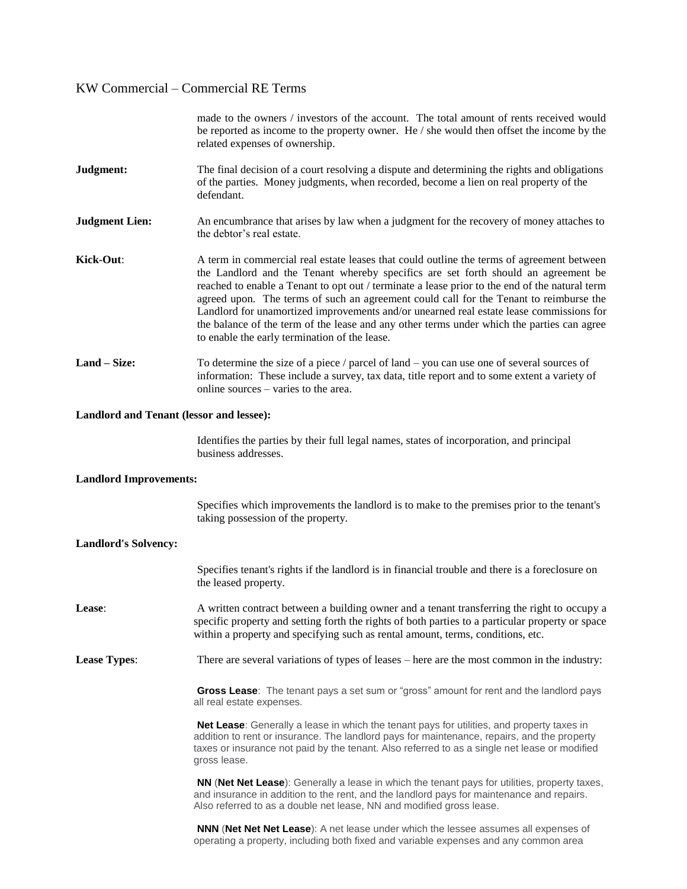made to the owners / investors of the account. The total amount of rents received would be reported as income to the property owner. He / she would then offset the income by the related expenses of ownership.

**Judgment:** The final decision of a court resolving a dispute and determining the rights and obligations of the parties. Money judgments, when recorded, become a lien on real property of the defendant.

**Judgment Lien:** An encumbrance that arises by law when a judgment for the recovery of money attaches to the debtor's real estate.

**Kick-Out**: A term in commercial real estate leases that could outline the terms of agreement between the Landlord and the Tenant whereby specifics are set forth should an agreement be reached to enable a Tenant to opt out / terminate a lease prior to the end of the natural term agreed upon. The terms of such an agreement could call for the Tenant to reimburse the Landlord for unamortized improvements and/or unearned real estate lease commissions for the balance of the term of the lease and any other terms under which the parties can agree to enable the early termination of the lease.

**Land – Size:** To determine the size of a piece / parcel of land – you can use one of several sources of information: These include a survey, tax data, title report and to some extent a variety of online sources – varies to the area.

**Landlord and Tenant (lessor and lessee):**

Identifies the parties by their full legal names, states of incorporation, and principal business addresses.

**Landlord Improvements:**

Specifies which improvements the landlord is to make to the premises prior to the tenant's taking possession of the property.

**Landlord's Solvency:**

Specifies tenant's rights if the landlord is in financial trouble and there is a foreclosure on the leased property.

**Lease**: A written contract between a building owner and a tenant transferring the right to occupy a specific property and setting forth the rights of both parties to a particular property or space within a property and specifying such as rental amount, terms, conditions, etc.

**Lease Types**: There are several variations of types of leases – here are the most common in the industry:

**Gross Lease**: The tenant pays a set sum or "gross" amount for rent and the landlord pays all real estate expenses.

**Net Lease**: Generally a lease in which the tenant pays for utilities, and property taxes in addition to rent or insurance. The landlord pays for maintenance, repairs, and the property taxes or insurance not paid by the tenant. Also referred to as a single net lease or modified gross lease.

**NN** (**Net Net Lease**): Generally a lease in which the tenant pays for utilities, property taxes, and insurance in addition to the rent, and the landlord pays for maintenance and repairs. Also referred to as a double net lease, NN and modified gross lease.

**NNN** (**Net Net Net Lease**): A net lease under which the lessee assumes all expenses of operating a property, including both fixed and variable expenses and any common area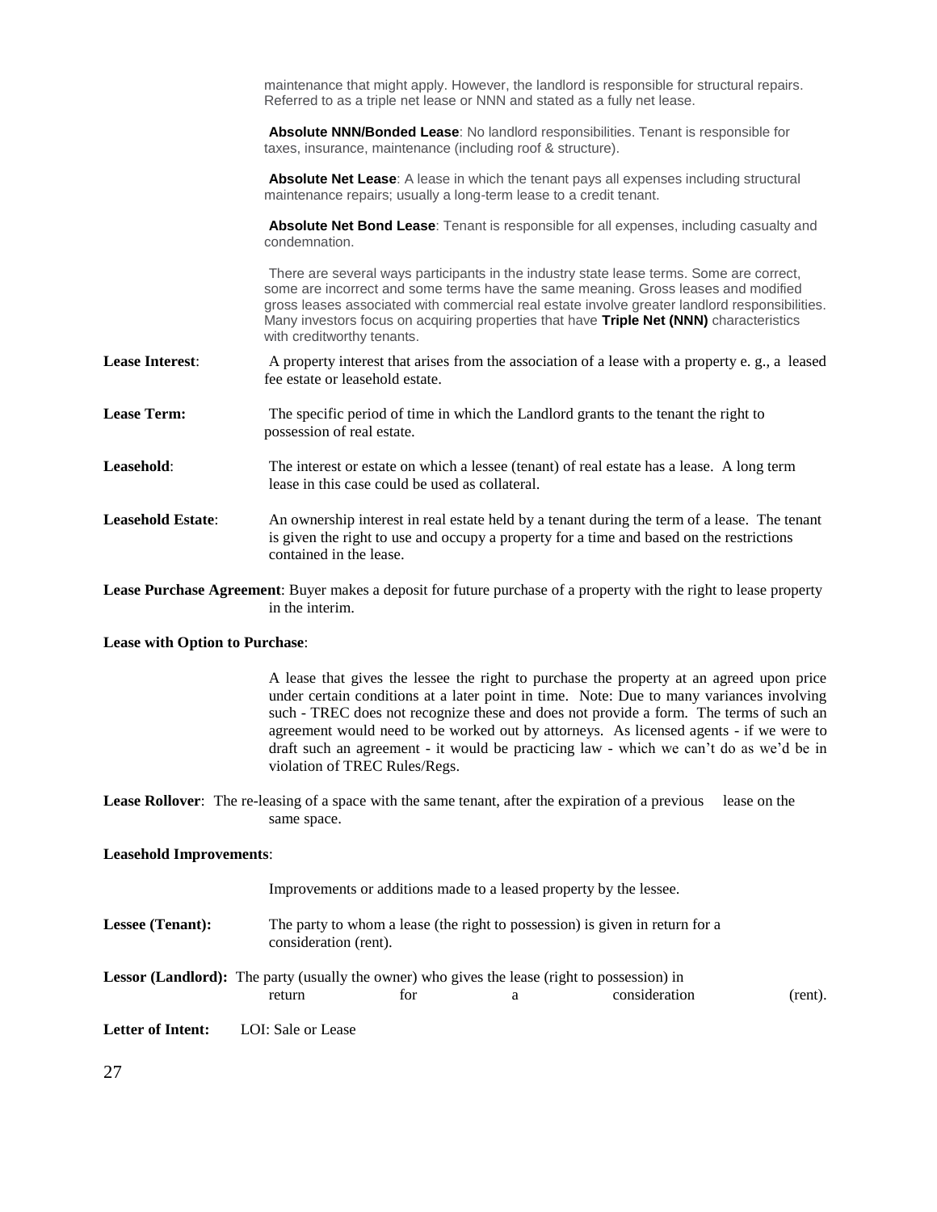maintenance that might apply. However, the landlord is responsible for structural repairs. Referred to as a triple net lease or NNN and stated as a fully net lease.

**Absolute NNN/Bonded Lease**: No landlord responsibilities. Tenant is responsible for taxes, insurance, maintenance (including roof & structure).

**Absolute Net Lease**: A lease in which the tenant pays all expenses including structural maintenance repairs; usually a long-term lease to a credit tenant.

**Absolute Net Bond Lease**: Tenant is responsible for all expenses, including casualty and condemnation.

There are several ways participants in the industry state lease terms. Some are correct, some are incorrect and some terms have the same meaning. Gross leases and modified gross leases associated with commercial real estate involve greater landlord responsibilities. Many investors focus on acquiring properties that have **Triple Net (NNN)** characteristics with creditworthy tenants.

**Lease Interest**: A property interest that arises from the association of a lease with a property e. g., a leased fee estate or leasehold estate.

**Lease Term:** The specific period of time in which the Landlord grants to the tenant the right to possession of real estate.

**Leasehold**: The interest or estate on which a lessee (tenant) of real estate has a lease. A long term lease in this case could be used as collateral.

**Leasehold Estate**: An ownership interest in real estate held by a tenant during the term of a lease. The tenant is given the right to use and occupy a property for a time and based on the restrictions contained in the lease.

**Lease Purchase Agreement**: Buyer makes a deposit for future purchase of a property with the right to lease property in the interim.

**Lease with Option to Purchase**:

A lease that gives the lessee the right to purchase the property at an agreed upon price under certain conditions at a later point in time. Note: Due to many variances involving such - TREC does not recognize these and does not provide a form. The terms of such an agreement would need to be worked out by attorneys. As licensed agents - if we were to draft such an agreement - it would be practicing law - which we can't do as we'd be in violation of TREC Rules/Regs.

**Lease Rollover**: The re-leasing of a space with the same tenant, after the expiration of a previous lease on the same space.

**Leasehold Improvements**:

Improvements or additions made to a leased property by the lessee.

**Lessee (Tenant):** The party to whom a lease (the right to possession) is given in return for a consideration (rent).

**Lessor (Landlord):** The party (usually the owner) who gives the lease (right to possession) in return for a consideration (rent).

**Letter of Intent:** LOI: Sale or Lease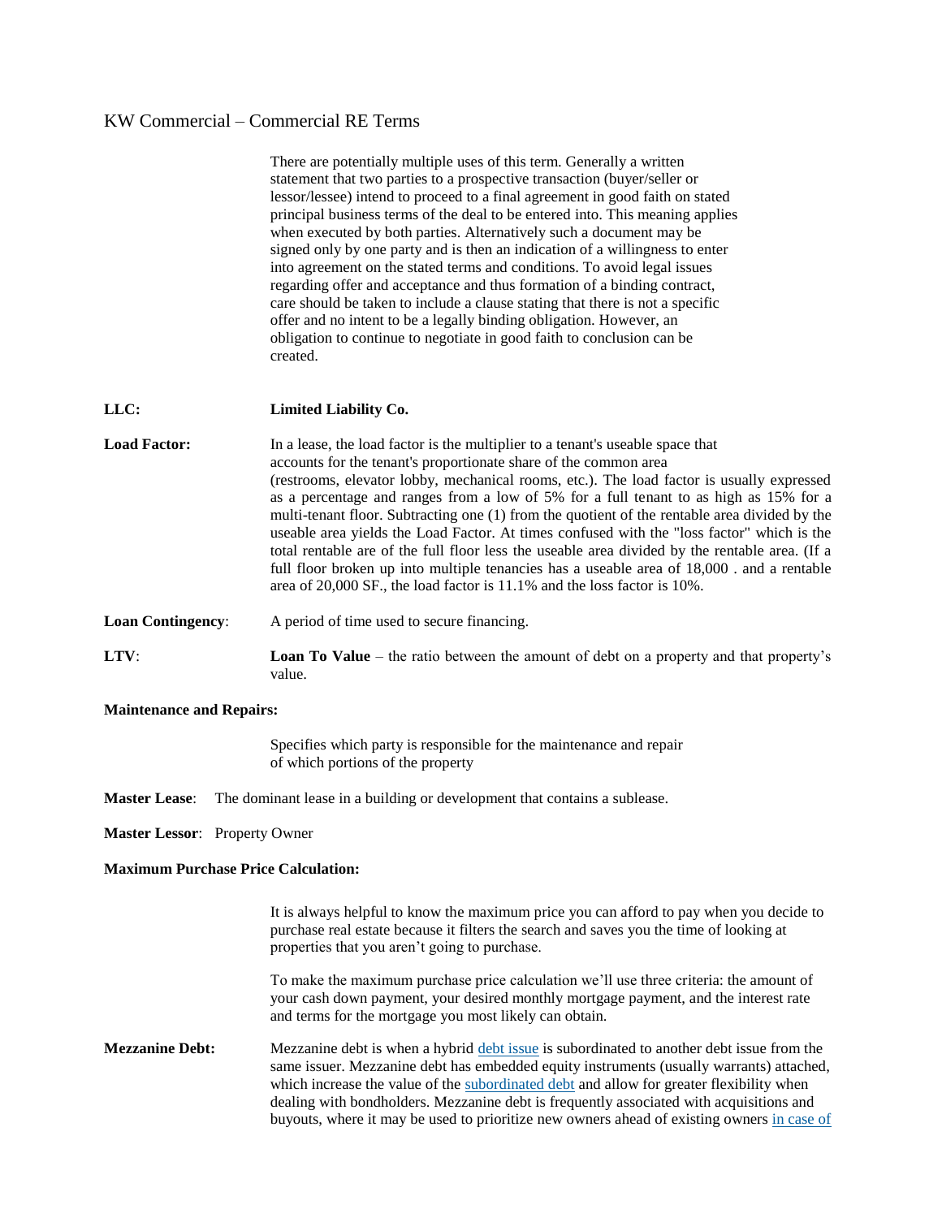KW Commercial – Commercial RE Terms

There are potentially multiple uses of this term. Generally a written statement that two parties to a prospective transaction (buyer/seller or lessor/lessee) intend to proceed to a final agreement in good faith on stated principal business terms of the deal to be entered into. This meaning applies when executed by both parties. Alternatively such a document may be signed only by one party and is then an indication of a willingness to enter into agreement on the stated terms and conditions. To avoid legal issues regarding offer and acceptance and thus formation of a binding contract, care should be taken to include a clause stating that there is not a specific offer and no intent to be a legally binding obligation. However, an obligation to continue to negotiate in good faith to conclusion can be created.

**LLC:** **Limited Liability Co.**

**Load Factor:** In a lease, the load factor is the multiplier to a tenant's useable space that accounts for the tenant's proportionate share of the common area (restrooms, elevator lobby, mechanical rooms, etc.). The load factor is usually expressed as a percentage and ranges from a low of 5% for a full tenant to as high as 15% for a multi-tenant floor. Subtracting one (1) from the quotient of the rentable area divided by the useable area yields the Load Factor. At times confused with the "loss factor" which is the total rentable are of the full floor less the useable area divided by the rentable area. (If a full floor broken up into multiple tenancies has a useable area of 18,000 . and a rentable area of 20,000 SF., the load factor is 11.1% and the loss factor is 10%.

**Loan Contingency**: A period of time used to secure financing.

**LTV**: **Loan To Value** – the ratio between the amount of debt on a property and that property's value.

**Maintenance and Repairs:**

Specifies which party is responsible for the maintenance and repair of which portions of the property

**Master Lease**: The dominant lease in a building or development that contains a sublease.

**Master Lessor**: Property Owner

**Maximum Purchase Price Calculation:**

It is always helpful to know the maximum price you can afford to pay when you decide to purchase real estate because it filters the search and saves you the time of looking at properties that you aren't going to purchase.

To make the maximum purchase price calculation we'll use three criteria: the amount of your cash down payment, your desired monthly mortgage payment, and the interest rate and terms for the mortgage you most likely can obtain.

**Mezzanine Debt:** Mezzanine debt is when a hybrid debt issue is subordinated to another debt issue from the same issuer. Mezzanine debt has embedded equity instruments (usually warrants) attached, which increase the value of the subordinated debt and allow for greater flexibility when dealing with bondholders. Mezzanine debt is frequently associated with acquisitions and buyouts, where it may be used to prioritize new owners ahead of existing owners in case of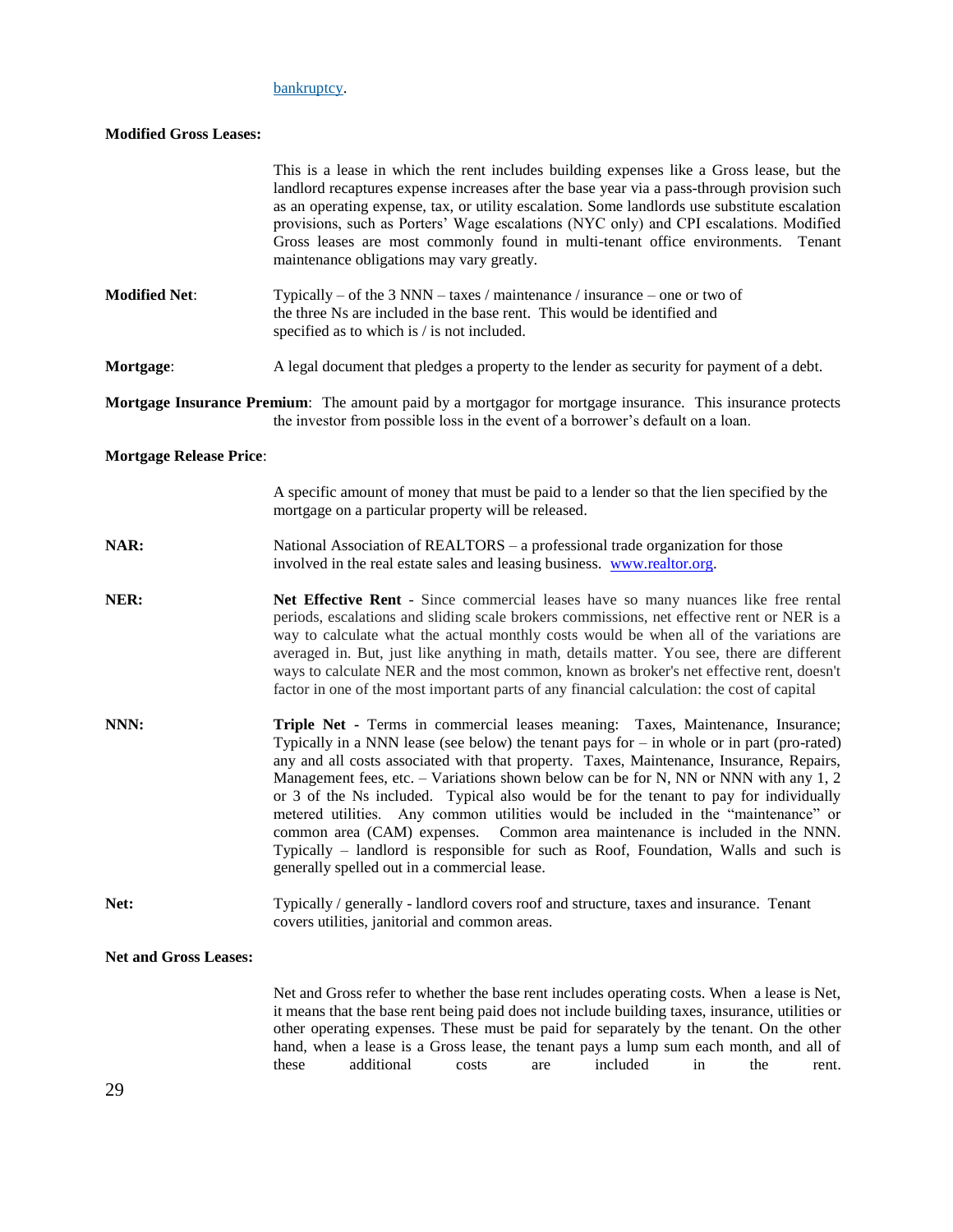bankruptcy.

**Modified Gross Leases:**

This is a lease in which the rent includes building expenses like a Gross lease, but the landlord recaptures expense increases after the base year via a pass-through provision such as an operating expense, tax, or utility escalation. Some landlords use substitute escalation provisions, such as Porters' Wage escalations (NYC only) and CPI escalations. Modified Gross leases are most commonly found in multi-tenant office environments. Tenant maintenance obligations may vary greatly.

**Modified Net**: Typically – of the 3 NNN – taxes / maintenance / insurance – one or two of the three Ns are included in the base rent. This would be identified and specified as to which is / is not included.

**Mortgage**: A legal document that pledges a property to the lender as security for payment of a debt.

**Mortgage Insurance Premium**: The amount paid by a mortgagor for mortgage insurance. This insurance protects the investor from possible loss in the event of a borrower's default on a loan.

**Mortgage Release Price**:

A specific amount of money that must be paid to a lender so that the lien specified by the mortgage on a particular property will be released.

**NAR:** National Association of REALTORS – a professional trade organization for those involved in the real estate sales and leasing business. www.realtor.org.

**NER:** **Net Effective Rent** - Since commercial leases have so many nuances like free rental periods, escalations and sliding scale brokers commissions, net effective rent or NER is a way to calculate what the actual monthly costs would be when all of the variations are averaged in. But, just like anything in math, details matter. You see, there are different ways to calculate NER and the most common, known as broker's net effective rent, doesn't factor in one of the most important parts of any financial calculation: the cost of capital

**NNN:** **Triple Net** - Terms in commercial leases meaning: Taxes, Maintenance, Insurance; Typically in a NNN lease (see below) the tenant pays for – in whole or in part (pro-rated) any and all costs associated with that property. Taxes, Maintenance, Insurance, Repairs, Management fees, etc. – Variations shown below can be for N, NN or NNN with any 1, 2 or 3 of the Ns included. Typical also would be for the tenant to pay for individually metered utilities. Any common utilities would be included in the "maintenance" or common area (CAM) expenses. Common area maintenance is included in the NNN. Typically – landlord is responsible for such as Roof, Foundation, Walls and such is generally spelled out in a commercial lease.

**Net:** Typically / generally - landlord covers roof and structure, taxes and insurance. Tenant covers utilities, janitorial and common areas.

**Net and Gross Leases:**

Net and Gross refer to whether the base rent includes operating costs. When a lease is Net, it means that the base rent being paid does not include building taxes, insurance, utilities or other operating expenses. These must be paid for separately by the tenant. On the other hand, when a lease is a Gross lease, the tenant pays a lump sum each month, and all of these additional costs are included in the rent.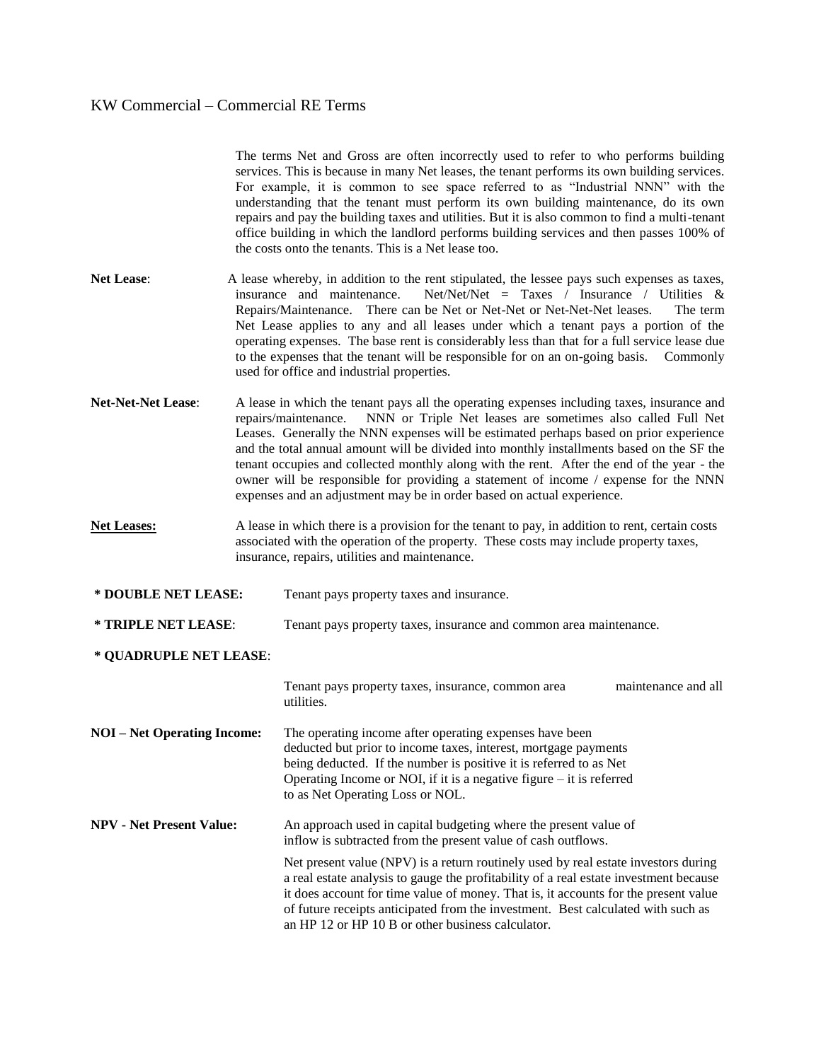The terms Net and Gross are often incorrectly used to refer to who performs building services. This is because in many Net leases, the tenant performs its own building services. For example, it is common to see space referred to as "Industrial NNN" with the understanding that the tenant must perform its own building maintenance, do its own repairs and pay the building taxes and utilities. But it is also common to find a multi-tenant office building in which the landlord performs building services and then passes 100% of the costs onto the tenants. This is a Net lease too.

**Net Lease**: A lease whereby, in addition to the rent stipulated, the lessee pays such expenses as taxes, insurance and maintenance. Net/Net/Net = Taxes / Insurance / Utilities & Repairs/Maintenance. There can be Net or Net-Net or Net-Net-Net leases. The term Net Lease applies to any and all leases under which a tenant pays a portion of the operating expenses. The base rent is considerably less than that for a full service lease due to the expenses that the tenant will be responsible for on an on-going basis. Commonly used for office and industrial properties.

**Net-Net-Net Lease**: A lease in which the tenant pays all the operating expenses including taxes, insurance and repairs/maintenance. NNN or Triple Net leases are sometimes also called Full Net Leases. Generally the NNN expenses will be estimated perhaps based on prior experience and the total annual amount will be divided into monthly installments based on the SF the tenant occupies and collected monthly along with the rent. After the end of the year - the owner will be responsible for providing a statement of income / expense for the NNN expenses and an adjustment may be in order based on actual experience.

**Net Leases:** A lease in which there is a provision for the tenant to pay, in addition to rent, certain costs associated with the operation of the property. These costs may include property taxes, insurance, repairs, utilities and maintenance.

**\* DOUBLE NET LEASE:** Tenant pays property taxes and insurance.

**\* TRIPLE NET LEASE**: Tenant pays property taxes, insurance and common area maintenance.

**\* QUADRUPLE NET LEASE**: Tenant pays property taxes, insurance, common area maintenance and all utilities.

**NOI – Net Operating Income:** The operating income after operating expenses have been deducted but prior to income taxes, interest, mortgage payments being deducted. If the number is positive it is referred to as Net Operating Income or NOI, if it is a negative figure – it is referred to as Net Operating Loss or NOL.

**NPV - Net Present Value:** An approach used in capital budgeting where the present value of inflow is subtracted from the present value of cash outflows.

Net present value (NPV) is a return routinely used by real estate investors during a real estate analysis to gauge the profitability of a real estate investment because it does account for time value of money. That is, it accounts for the present value of future receipts anticipated from the investment. Best calculated with such as an HP 12 or HP 10 B or other business calculator.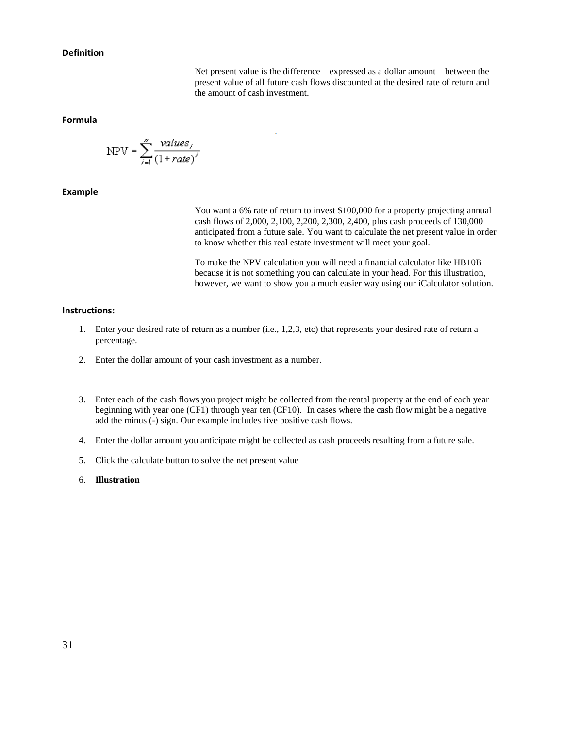### Definition

Net present value is the difference – expressed as a dollar amount – between the present value of all future cash flows discounted at the desired rate of return and the amount of cash investment.

### Formula

$$\text{NPV} = \sum_{i=1}^{n} \frac{values_i}{(1 + rate)^i}$$

### Example

You want a 6% rate of return to invest $100,000 for a property projecting annual cash flows of 2,000, 2,100, 2,200, 2,300, 2,400, plus cash proceeds of 130,000 anticipated from a future sale. You want to calculate the net present value in order to know whether this real estate investment will meet your goal.

To make the NPV calculation you will need a financial calculator like HB10B because it is not something you can calculate in your head. For this illustration, however, we want to show you a much easier way using our iCalculator solution.

### Instructions:

1. Enter your desired rate of return as a number (i.e., 1,2,3, etc) that represents your desired rate of return a percentage.
2. Enter the dollar amount of your cash investment as a number.
3. Enter each of the cash flows you project might be collected from the rental property at the end of each year beginning with year one (CF1) through year ten (CF10). In cases where the cash flow might be a negative add the minus (-) sign. Our example includes five positive cash flows.
4. Enter the dollar amount you anticipate might be collected as cash proceeds resulting from a future sale.
5. Click the calculate button to solve the net present value
6. **Illustration**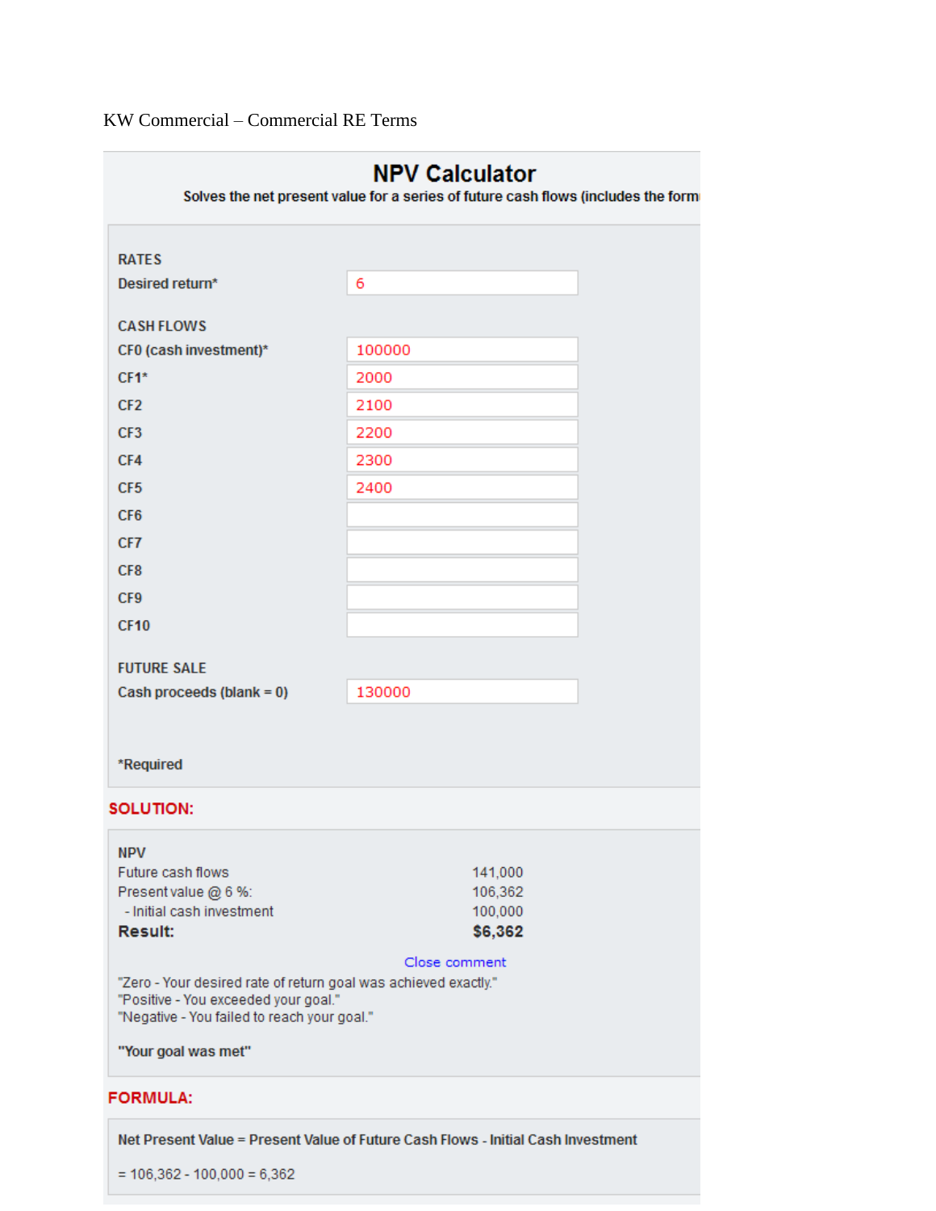KW Commercial – Commercial RE Terms

# NPV Calculator

**Solves the net present value for a series of future cash flows (includes the form**

**RATES**

| | |
|---|---|
| Desired return* | 6 |

**CASH FLOWS**

| | |
|---|---|
| CF0 (cash investment)* | 100000 |
| CF1* | 2000 |
| CF2 | 2100 |
| CF3 | 2200 |
| CF4 | 2300 |
| CF5 | 2400 |
| CF6 | |
| CF7 | |
| CF8 | |
| CF9 | |
| CF10 | |

**FUTURE SALE**

| | |
|---|---|
| Cash proceeds (blank = 0) | 130000 |

*Required

## SOLUTION:

**NPV**

| | |
|---|---|
| Future cash flows | 141,000 |
| Present value @ 6 %: | 106,362 |
| - Initial cash investment | 100,000 |
| **Result:** | **$6,362** |

Close comment

"Zero - Your desired rate of return goal was achieved exactly."
"Positive - You exceeded your goal."
"Negative - You failed to reach your goal."

**"Your goal was met"**

## FORMULA:

**Net Present Value = Present Value of Future Cash Flows - Initial Cash Investment**

= 106,362 - 100,000 = 6,362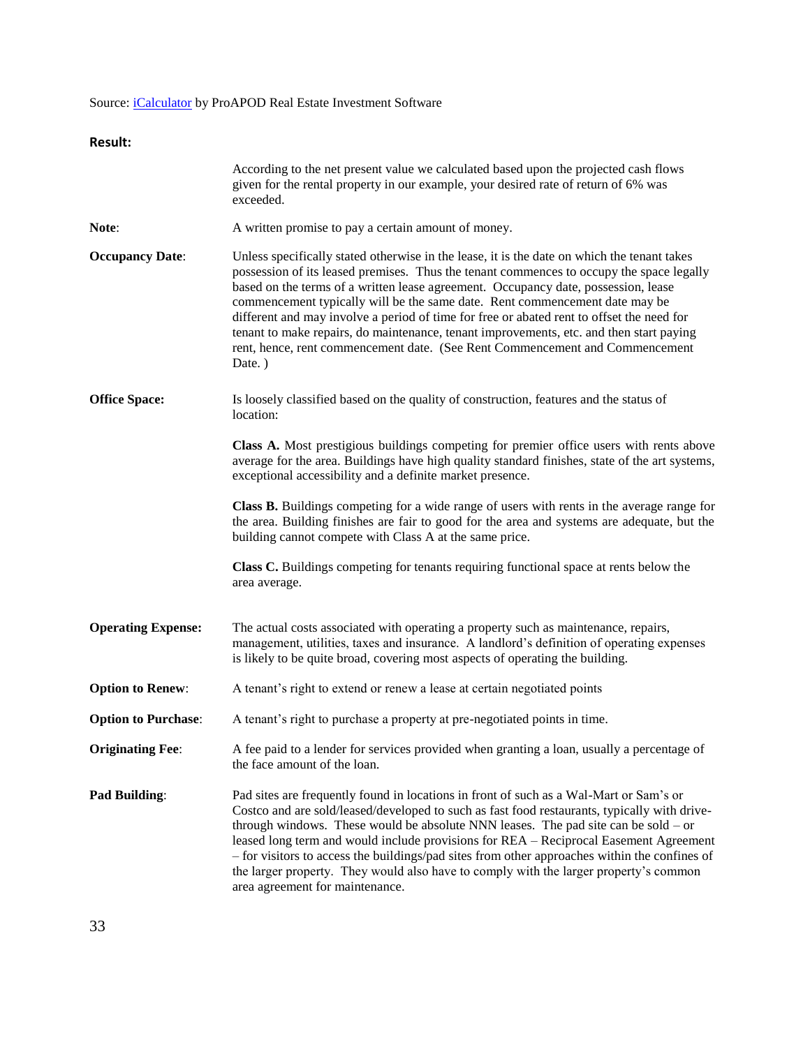Source: [iCalculator](#) by ProAPOD Real Estate Investment Software

**Result:**

According to the net present value we calculated based upon the projected cash flows given for the rental property in our example, your desired rate of return of 6% was exceeded.

**Note**: A written promise to pay a certain amount of money.

**Occupancy Date**: Unless specifically stated otherwise in the lease, it is the date on which the tenant takes possession of its leased premises. Thus the tenant commences to occupy the space legally based on the terms of a written lease agreement. Occupancy date, possession, lease commencement typically will be the same date. Rent commencement date may be different and may involve a period of time for free or abated rent to offset the need for tenant to make repairs, do maintenance, tenant improvements, etc. and then start paying rent, hence, rent commencement date. (See Rent Commencement and Commencement Date. )

**Office Space:** Is loosely classified based on the quality of construction, features and the status of location:

**Class A.** Most prestigious buildings competing for premier office users with rents above average for the area. Buildings have high quality standard finishes, state of the art systems, exceptional accessibility and a definite market presence.

**Class B.** Buildings competing for a wide range of users with rents in the average range for the area. Building finishes are fair to good for the area and systems are adequate, but the building cannot compete with Class A at the same price.

**Class C.** Buildings competing for tenants requiring functional space at rents below the area average.

**Operating Expense:** The actual costs associated with operating a property such as maintenance, repairs, management, utilities, taxes and insurance. A landlord's definition of operating expenses is likely to be quite broad, covering most aspects of operating the building.

**Option to Renew**: A tenant's right to extend or renew a lease at certain negotiated points

**Option to Purchase**: A tenant's right to purchase a property at pre-negotiated points in time.

**Originating Fee**: A fee paid to a lender for services provided when granting a loan, usually a percentage of the face amount of the loan.

**Pad Building**: Pad sites are frequently found in locations in front of such as a Wal-Mart or Sam's or Costco and are sold/leased/developed to such as fast food restaurants, typically with drive-through windows. These would be absolute NNN leases. The pad site can be sold – or leased long term and would include provisions for REA – Reciprocal Easement Agreement – for visitors to access the buildings/pad sites from other approaches within the confines of the larger property. They would also have to comply with the larger property's common area agreement for maintenance.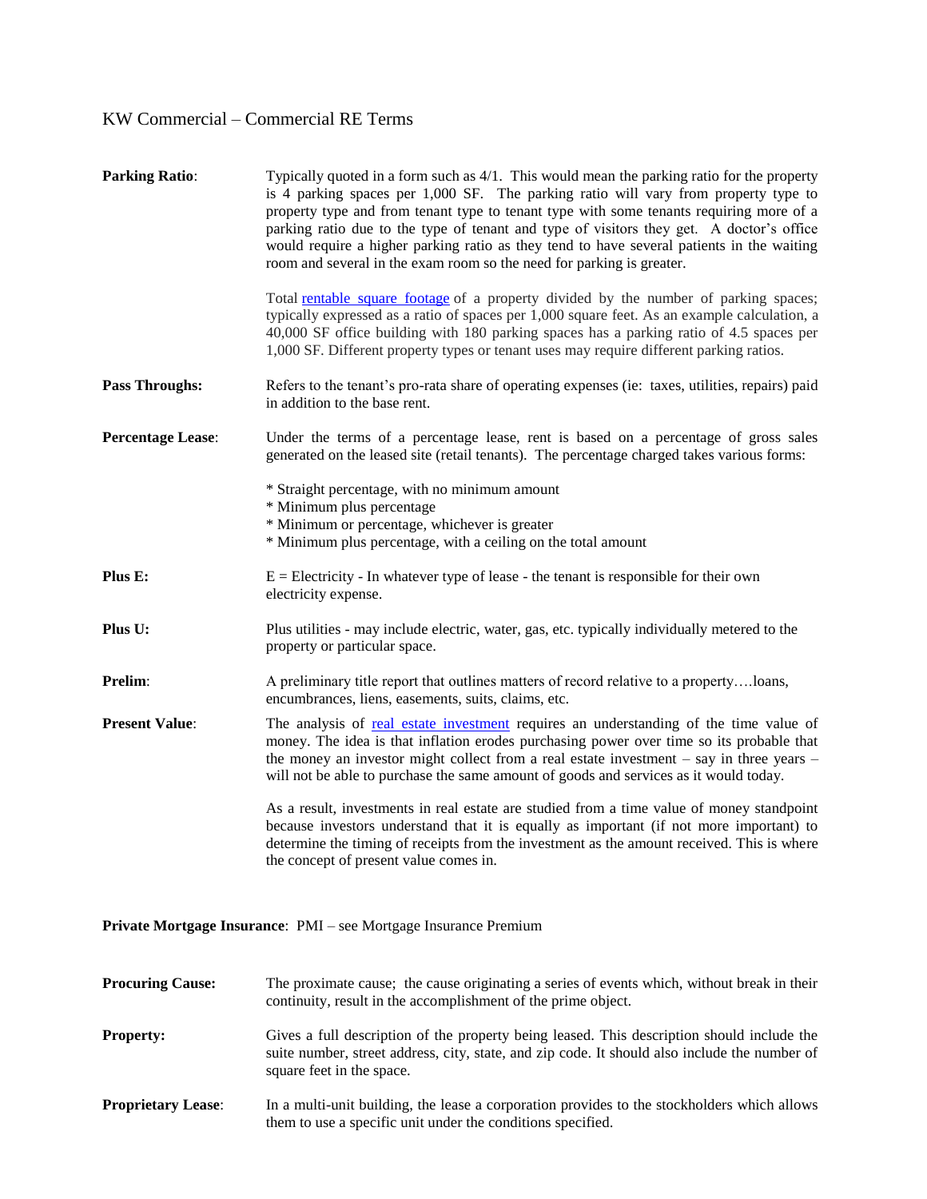KW Commercial – Commercial RE Terms

**Parking Ratio**: Typically quoted in a form such as 4/1. This would mean the parking ratio for the property is 4 parking spaces per 1,000 SF. The parking ratio will vary from property type to property type and from tenant type to tenant type with some tenants requiring more of a parking ratio due to the type of tenant and type of visitors they get. A doctor's office would require a higher parking ratio as they tend to have several patients in the waiting room and several in the exam room so the need for parking is greater.

Total [rentable square footage](rentable square footage) of a property divided by the number of parking spaces; typically expressed as a ratio of spaces per 1,000 square feet. As an example calculation, a 40,000 SF office building with 180 parking spaces has a parking ratio of 4.5 spaces per 1,000 SF. Different property types or tenant uses may require different parking ratios.

**Pass Throughs:** Refers to the tenant's pro-rata share of operating expenses (ie: taxes, utilities, repairs) paid in addition to the base rent.

**Percentage Lease**: Under the terms of a percentage lease, rent is based on a percentage of gross sales generated on the leased site (retail tenants). The percentage charged takes various forms:

* Straight percentage, with no minimum amount
* Minimum plus percentage
* Minimum or percentage, whichever is greater
* Minimum plus percentage, with a ceiling on the total amount

**Plus E:** E = Electricity - In whatever type of lease - the tenant is responsible for their own electricity expense.

**Plus U:** Plus utilities - may include electric, water, gas, etc. typically individually metered to the property or particular space.

**Prelim**: A preliminary title report that outlines matters of record relative to a property….loans, encumbrances, liens, easements, suits, claims, etc.

**Present Value**: The analysis of [real estate investment](real estate investment) requires an understanding of the time value of money. The idea is that inflation erodes purchasing power over time so its probable that the money an investor might collect from a real estate investment – say in three years – will not be able to purchase the same amount of goods and services as it would today.

As a result, investments in real estate are studied from a time value of money standpoint because investors understand that it is equally as important (if not more important) to determine the timing of receipts from the investment as the amount received. This is where the concept of present value comes in.

**Private Mortgage Insurance**: PMI – see Mortgage Insurance Premium

**Procuring Cause:** The proximate cause; the cause originating a series of events which, without break in their continuity, result in the accomplishment of the prime object.

**Property:** Gives a full description of the property being leased. This description should include the suite number, street address, city, state, and zip code. It should also include the number of square feet in the space.

**Proprietary Lease**: In a multi-unit building, the lease a corporation provides to the stockholders which allows them to use a specific unit under the conditions specified.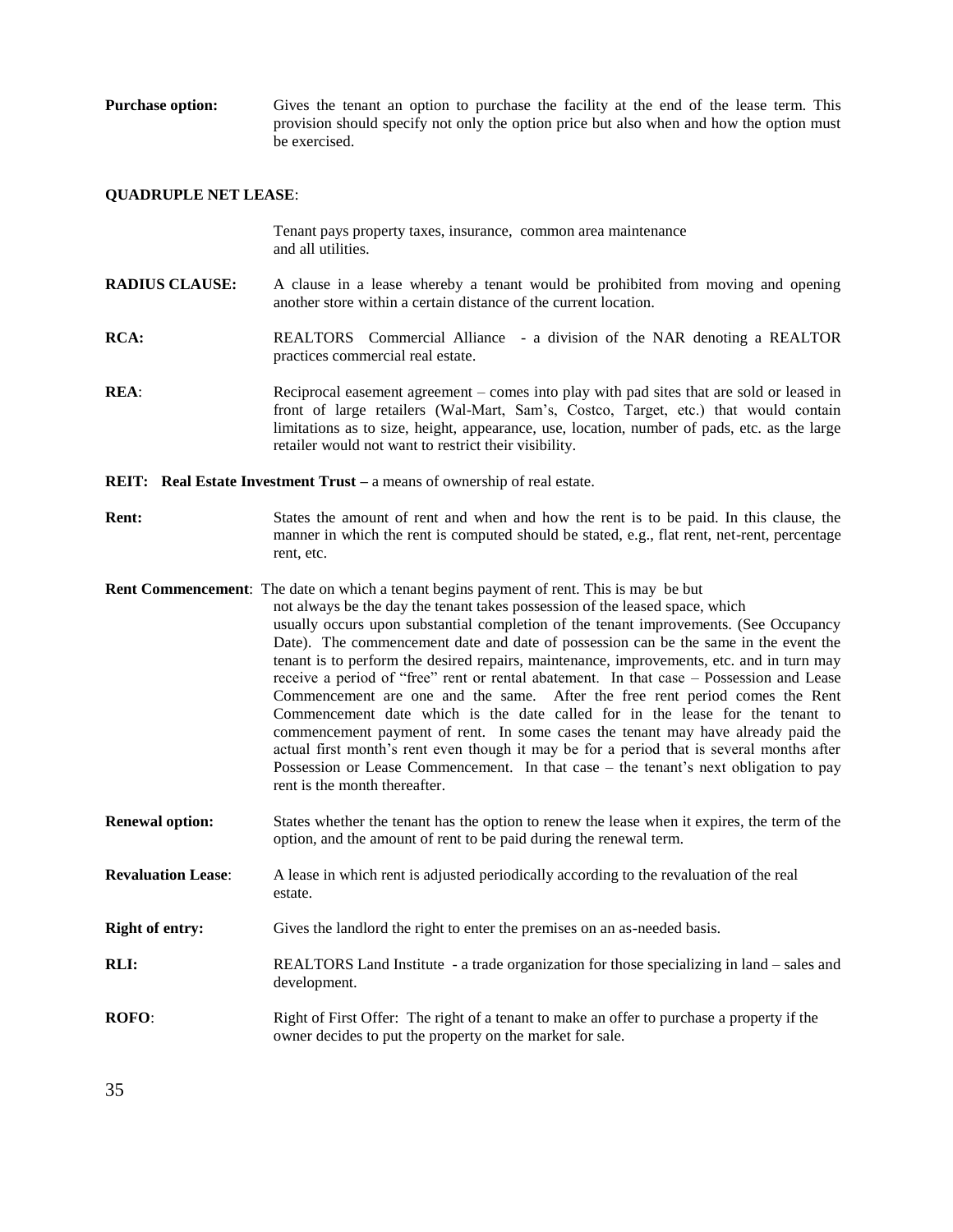**Purchase option:** Gives the tenant an option to purchase the facility at the end of the lease term. This provision should specify not only the option price but also when and how the option must be exercised.

**QUADRUPLE NET LEASE**:

Tenant pays property taxes, insurance, common area maintenance and all utilities.

**RADIUS CLAUSE:** A clause in a lease whereby a tenant would be prohibited from moving and opening another store within a certain distance of the current location.

**RCA:** REALTORS Commercial Alliance - a division of the NAR denoting a REALTOR practices commercial real estate.

**REA**: Reciprocal easement agreement – comes into play with pad sites that are sold or leased in front of large retailers (Wal-Mart, Sam's, Costco, Target, etc.) that would contain limitations as to size, height, appearance, use, location, number of pads, etc. as the large retailer would not want to restrict their visibility.

**REIT: Real Estate Investment Trust –** a means of ownership of real estate.

**Rent:** States the amount of rent and when and how the rent is to be paid. In this clause, the manner in which the rent is computed should be stated, e.g., flat rent, net-rent, percentage rent, etc.

**Rent Commencement**: The date on which a tenant begins payment of rent. This is may be but not always be the day the tenant takes possession of the leased space, which usually occurs upon substantial completion of the tenant improvements. (See Occupancy Date). The commencement date and date of possession can be the same in the event the tenant is to perform the desired repairs, maintenance, improvements, etc. and in turn may receive a period of "free" rent or rental abatement. In that case – Possession and Lease Commencement are one and the same. After the free rent period comes the Rent Commencement date which is the date called for in the lease for the tenant to commencement payment of rent. In some cases the tenant may have already paid the actual first month's rent even though it may be for a period that is several months after Possession or Lease Commencement. In that case – the tenant's next obligation to pay rent is the month thereafter.

**Renewal option:** States whether the tenant has the option to renew the lease when it expires, the term of the option, and the amount of rent to be paid during the renewal term.

**Revaluation Lease**: A lease in which rent is adjusted periodically according to the revaluation of the real estate.

**Right of entry:** Gives the landlord the right to enter the premises on an as-needed basis.

**RLI:** REALTORS Land Institute - a trade organization for those specializing in land – sales and development.

**ROFO**: Right of First Offer: The right of a tenant to make an offer to purchase a property if the owner decides to put the property on the market for sale.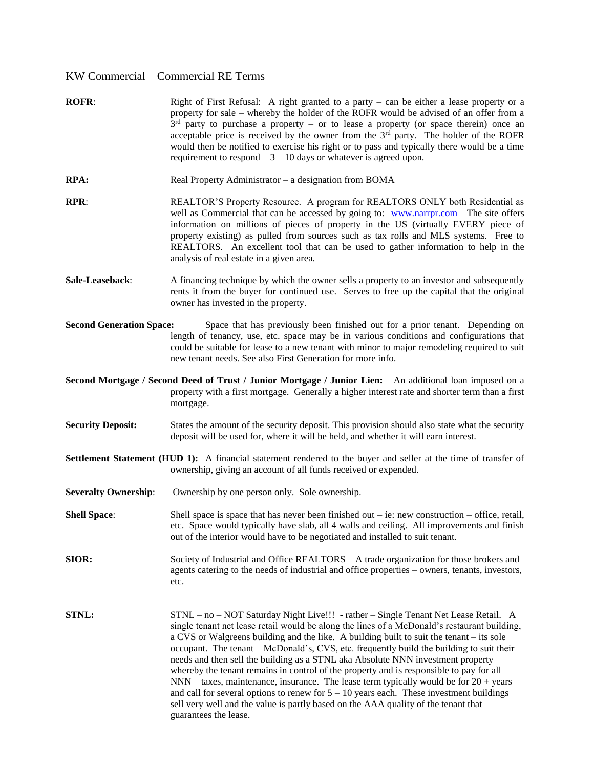KW Commercial – Commercial RE Terms

**ROFR**: Right of First Refusal: A right granted to a party – can be either a lease property or a property for sale – whereby the holder of the ROFR would be advised of an offer from a 3rd party to purchase a property – or to lease a property (or space therein) once an acceptable price is received by the owner from the 3rd party. The holder of the ROFR would then be notified to exercise his right or to pass and typically there would be a time requirement to respond – 3 – 10 days or whatever is agreed upon.

**RPA:** Real Property Administrator – a designation from BOMA

**RPR**: REALTOR'S Property Resource. A program for REALTORS ONLY both Residential as well as Commercial that can be accessed by going to: [www.narrpr.com](http://www.narrpr.com) The site offers information on millions of pieces of property in the US (virtually EVERY piece of property existing) as pulled from sources such as tax rolls and MLS systems. Free to REALTORS. An excellent tool that can be used to gather information to help in the analysis of real estate in a given area.

**Sale-Leaseback**: A financing technique by which the owner sells a property to an investor and subsequently rents it from the buyer for continued use. Serves to free up the capital that the original owner has invested in the property.

**Second Generation Space:** Space that has previously been finished out for a prior tenant. Depending on length of tenancy, use, etc. space may be in various conditions and configurations that could be suitable for lease to a new tenant with minor to major remodeling required to suit new tenant needs. See also First Generation for more info.

**Second Mortgage / Second Deed of Trust / Junior Mortgage / Junior Lien:** An additional loan imposed on a property with a first mortgage. Generally a higher interest rate and shorter term than a first mortgage.

**Security Deposit:** States the amount of the security deposit. This provision should also state what the security deposit will be used for, where it will be held, and whether it will earn interest.

**Settlement Statement (HUD 1):** A financial statement rendered to the buyer and seller at the time of transfer of ownership, giving an account of all funds received or expended.

**Severalty Ownership**: Ownership by one person only. Sole ownership.

**Shell Space**: Shell space is space that has never been finished out – ie: new construction – office, retail, etc. Space would typically have slab, all 4 walls and ceiling. All improvements and finish out of the interior would have to be negotiated and installed to suit tenant.

**SIOR:** Society of Industrial and Office REALTORS – A trade organization for those brokers and agents catering to the needs of industrial and office properties – owners, tenants, investors, etc.

**STNL:** STNL – no – NOT Saturday Night Live!!! - rather – Single Tenant Net Lease Retail. A single tenant net lease retail would be along the lines of a McDonald's restaurant building, a CVS or Walgreens building and the like. A building built to suit the tenant – its sole occupant. The tenant – McDonald's, CVS, etc. frequently build the building to suit their needs and then sell the building as a STNL aka Absolute NNN investment property whereby the tenant remains in control of the property and is responsible to pay for all NNN – taxes, maintenance, insurance. The lease term typically would be for 20 + years and call for several options to renew for 5 – 10 years each. These investment buildings sell very well and the value is partly based on the AAA quality of the tenant that guarantees the lease.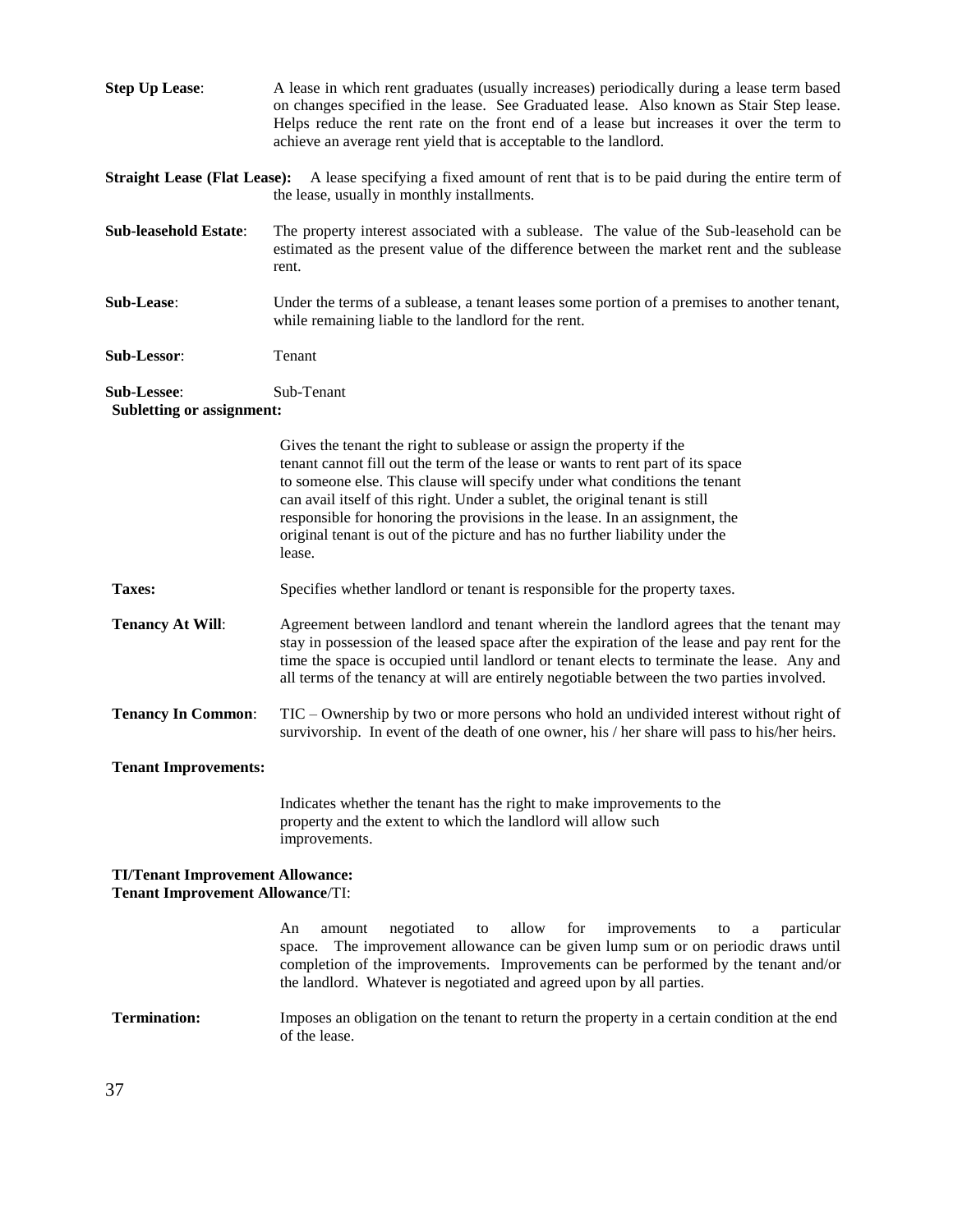**Step Up Lease**: A lease in which rent graduates (usually increases) periodically during a lease term based on changes specified in the lease. See Graduated lease. Also known as Stair Step lease. Helps reduce the rent rate on the front end of a lease but increases it over the term to achieve an average rent yield that is acceptable to the landlord.

**Straight Lease (Flat Lease):** A lease specifying a fixed amount of rent that is to be paid during the entire term of the lease, usually in monthly installments.

**Sub-leasehold Estate**: The property interest associated with a sublease. The value of the Sub-leasehold can be estimated as the present value of the difference between the market rent and the sublease rent.

**Sub-Lease**: Under the terms of a sublease, a tenant leases some portion of a premises to another tenant, while remaining liable to the landlord for the rent.

**Sub-Lessor**: Tenant

**Sub-Lessee**: Sub-Tenant

**Subletting or assignment:**

Gives the tenant the right to sublease or assign the property if the tenant cannot fill out the term of the lease or wants to rent part of its space to someone else. This clause will specify under what conditions the tenant can avail itself of this right. Under a sublet, the original tenant is still responsible for honoring the provisions in the lease. In an assignment, the original tenant is out of the picture and has no further liability under the lease.

**Taxes:** Specifies whether landlord or tenant is responsible for the property taxes.

**Tenancy At Will**: Agreement between landlord and tenant wherein the landlord agrees that the tenant may stay in possession of the leased space after the expiration of the lease and pay rent for the time the space is occupied until landlord or tenant elects to terminate the lease. Any and all terms of the tenancy at will are entirely negotiable between the two parties involved.

**Tenancy In Common**: TIC – Ownership by two or more persons who hold an undivided interest without right of survivorship. In event of the death of one owner, his / her share will pass to his/her heirs.

**Tenant Improvements:**

Indicates whether the tenant has the right to make improvements to the property and the extent to which the landlord will allow such improvements.

**TI/Tenant Improvement Allowance:**
**Tenant Improvement Allowance**/TI:

An amount negotiated to allow for improvements to a particular space. The improvement allowance can be given lump sum or on periodic draws until completion of the improvements. Improvements can be performed by the tenant and/or the landlord. Whatever is negotiated and agreed upon by all parties.

**Termination:** Imposes an obligation on the tenant to return the property in a certain condition at the end of the lease.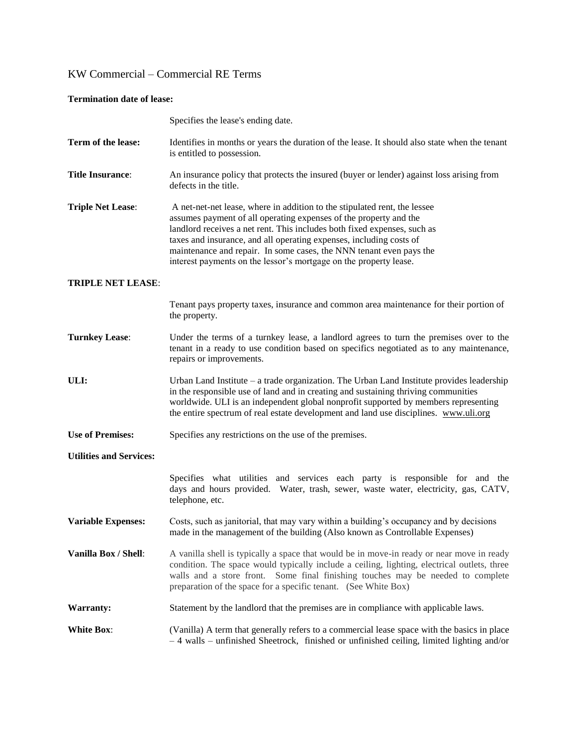KW Commercial – Commercial RE Terms

**Termination date of lease:**

Specifies the lease's ending date.

**Term of the lease:** Identifies in months or years the duration of the lease. It should also state when the tenant is entitled to possession.

**Title Insurance**: An insurance policy that protects the insured (buyer or lender) against loss arising from defects in the title.

**Triple Net Lease**: A net-net-net lease, where in addition to the stipulated rent, the lessee assumes payment of all operating expenses of the property and the landlord receives a net rent. This includes both fixed expenses, such as taxes and insurance, and all operating expenses, including costs of maintenance and repair. In some cases, the NNN tenant even pays the interest payments on the lessor's mortgage on the property lease.

**TRIPLE NET LEASE**:

Tenant pays property taxes, insurance and common area maintenance for their portion of the property.

**Turnkey Lease**: Under the terms of a turnkey lease, a landlord agrees to turn the premises over to the tenant in a ready to use condition based on specifics negotiated as to any maintenance, repairs or improvements.

**ULI:** Urban Land Institute – a trade organization. The Urban Land Institute provides leadership in the responsible use of land and in creating and sustaining thriving communities worldwide. ULI is an independent global nonprofit supported by members representing the entire spectrum of real estate development and land use disciplines. www.uli.org

**Use of Premises:** Specifies any restrictions on the use of the premises.

**Utilities and Services:**

Specifies what utilities and services each party is responsible for and the days and hours provided. Water, trash, sewer, waste water, electricity, gas, CATV, telephone, etc.

**Variable Expenses:** Costs, such as janitorial, that may vary within a building's occupancy and by decisions made in the management of the building (Also known as Controllable Expenses)

**Vanilla Box / Shell**: A vanilla shell is typically a space that would be in move-in ready or near move in ready condition. The space would typically include a ceiling, lighting, electrical outlets, three walls and a store front. Some final finishing touches may be needed to complete preparation of the space for a specific tenant. (See White Box)

**Warranty:** Statement by the landlord that the premises are in compliance with applicable laws.

**White Box**: (Vanilla) A term that generally refers to a commercial lease space with the basics in place – 4 walls – unfinished Sheetrock, finished or unfinished ceiling, limited lighting and/or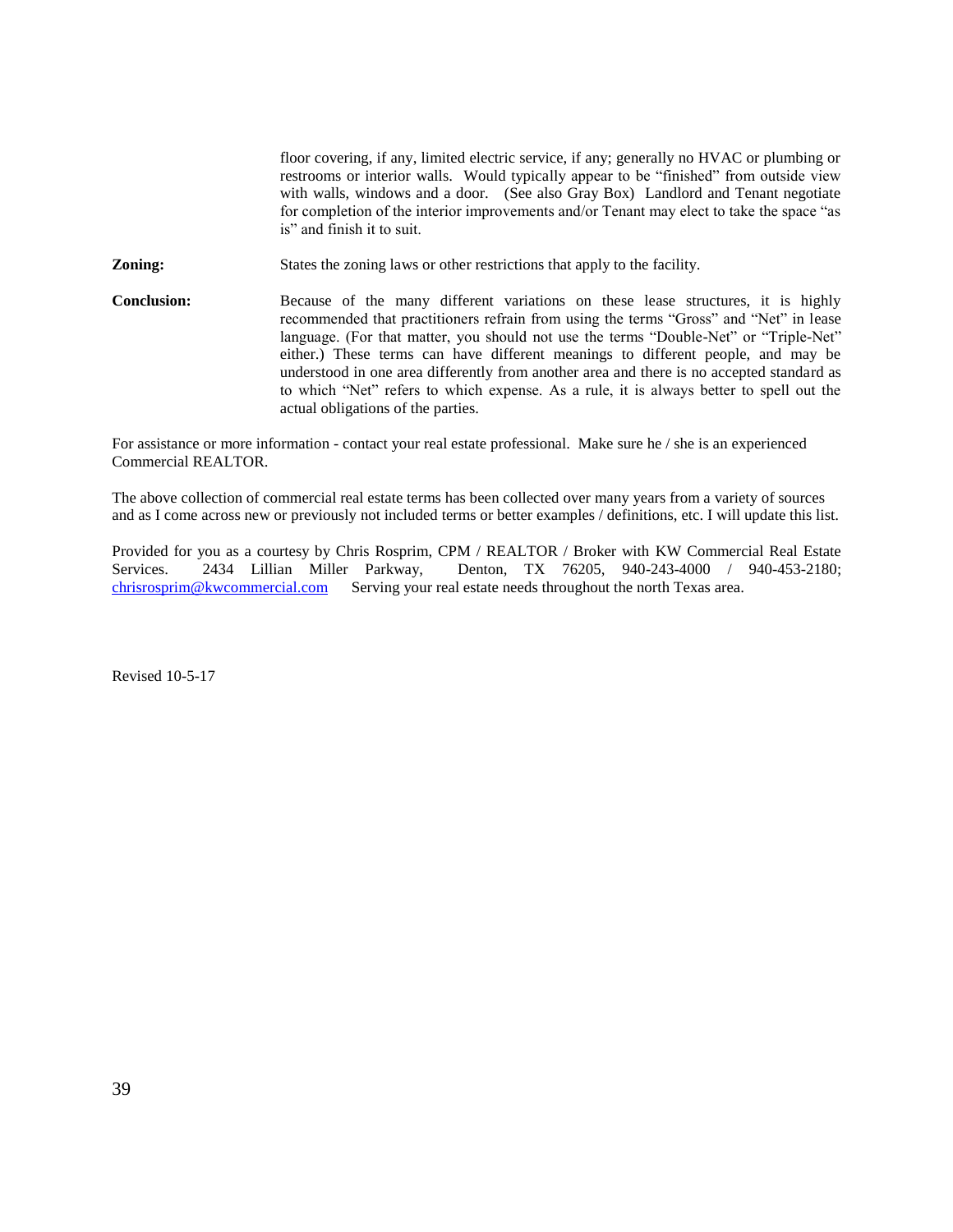floor covering, if any, limited electric service, if any; generally no HVAC or plumbing or restrooms or interior walls. Would typically appear to be "finished" from outside view with walls, windows and a door. (See also Gray Box) Landlord and Tenant negotiate for completion of the interior improvements and/or Tenant may elect to take the space "as is" and finish it to suit.

**Zoning:** States the zoning laws or other restrictions that apply to the facility.

**Conclusion:** Because of the many different variations on these lease structures, it is highly recommended that practitioners refrain from using the terms "Gross" and "Net" in lease language. (For that matter, you should not use the terms "Double-Net" or "Triple-Net" either.) These terms can have different meanings to different people, and may be understood in one area differently from another area and there is no accepted standard as to which "Net" refers to which expense. As a rule, it is always better to spell out the actual obligations of the parties.

For assistance or more information - contact your real estate professional. Make sure he / she is an experienced Commercial REALTOR.

The above collection of commercial real estate terms has been collected over many years from a variety of sources and as I come across new or previously not included terms or better examples / definitions, etc. I will update this list.

Provided for you as a courtesy by Chris Rosprim, CPM / REALTOR / Broker with KW Commercial Real Estate Services. 2434 Lillian Miller Parkway, Denton, TX 76205, 940-243-4000 / 940-453-2180; chrisrosprim@kwcommercial.com Serving your real estate needs throughout the north Texas area.

Revised 10-5-17